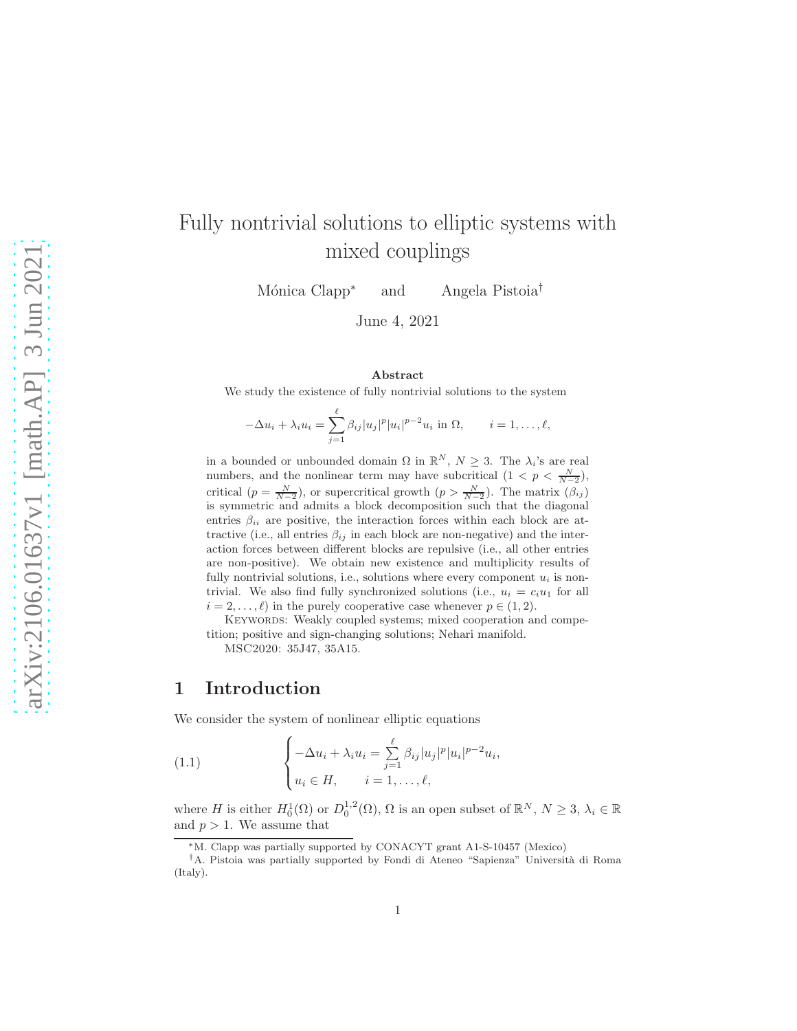# Fully nontrivial solutions to elliptic systems with mixed couplings

Mónica Clapp[*] and Angela Pistoia[†]

June 4, 2021

### Abstract

We study the existence of fully nontrivial solutions to the system

$$-\Delta u_i + \lambda_i u_i = \sum_{j=1}^{\ell} \beta_{ij}|u_j|^p|u_i|^{p-2}u_i \text{ in } \Omega, \qquad i = 1, \dots, \ell,$$

in a bounded or unbounded domain $\Omega$ in $\mathbb{R}^N$, $N \geq 3$. The $\lambda_i$'s are real numbers, and the nonlinear term may have subcritical ($1 < p < \frac{N}{N-2}$), critical ($p = \frac{N}{N-2}$), or supercritical growth ($p > \frac{N}{N-2}$). The matrix $(\beta_{ij})$ is symmetric and admits a block decomposition such that the diagonal entries $\beta_{ii}$ are positive, the interaction forces within each block are attractive (i.e., all entries $\beta_{ij}$ in each block are non-negative) and the interaction forces between different blocks are repulsive (i.e., all other entries are non-positive). We obtain new existence and multiplicity results of fully nontrivial solutions, i.e., solutions where every component $u_i$ is nontrivial. We also find fully synchronized solutions (i.e., $u_i = c_i u_1$ for all $i = 2, \dots, \ell$) in the purely cooperative case whenever $p \in (1, 2)$.

Keywords: Weakly coupled systems; mixed cooperation and competition; positive and sign-changing solutions; Nehari manifold.

MSC2020: 35J47, 35A15.

## 1 Introduction

We consider the system of nonlinear elliptic equations

$$\begin{cases} -\Delta u_i + \lambda_i u_i = \sum\limits_{j=1}^{\ell} \beta_{ij}|u_j|^p|u_i|^{p-2}u_i, \\ u_i \in H, \qquad i = 1, \dots, \ell, \end{cases} \tag{1.1}$$

where $H$ is either $H_0^1(\Omega)$ or $D_0^{1,2}(\Omega)$, $\Omega$ is an open subset of $\mathbb{R}^N$, $N \geq 3$, $\lambda_i \in \mathbb{R}$ and $p > 1$. We assume that

[*] M. Clapp was partially supported by CONACYT grant A1-S-10457 (Mexico)

[†] A. Pistoia was partially supported by Fondi di Ateneo "Sapienza" Università di Roma (Italy).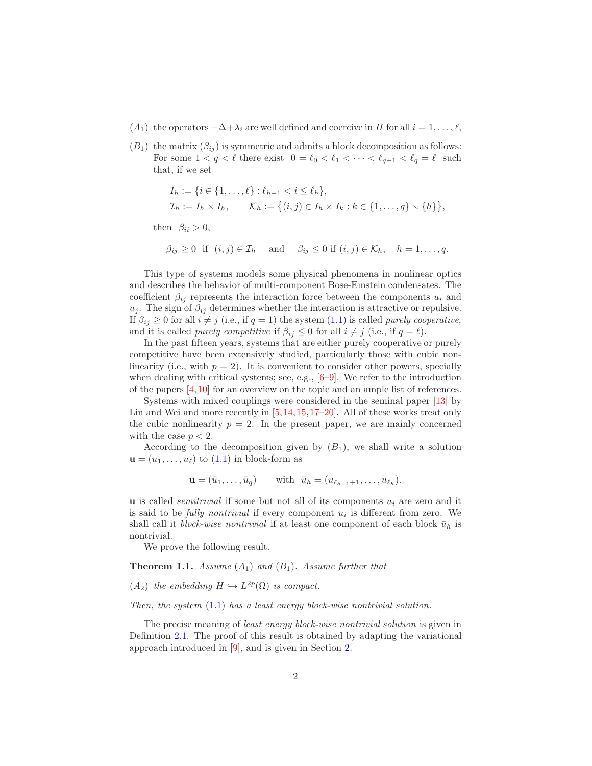$(A_1)$ the operators $-\Delta+\lambda_i$ are well defined and coercive in $H$ for all $i = 1, \ldots, \ell$,

$(B_1)$ the matrix $(\beta_{ij})$ is symmetric and admits a block decomposition as follows: For some $1 < q < \ell$ there exist $0 = \ell_0 < \ell_1 < \cdots < \ell_{q-1} < \ell_q = \ell$ such that, if we set

$$I_h := \{i \in \{1, \ldots, \ell\} : \ell_{h-1} < i \leq \ell_h\},$$
$$\mathcal{I}_h := I_h \times I_h, \qquad \mathcal{K}_h := \big\{(i,j) \in I_h \times I_k : k \in \{1, \ldots, q\} \smallsetminus \{h\}\big\},$$

then $\beta_{ii} > 0$,

$$\beta_{ij} \geq 0 \text{ if } (i,j) \in \mathcal{I}_h \quad \text{ and } \quad \beta_{ij} \leq 0 \text{ if } (i,j) \in \mathcal{K}_h, \quad h = 1, \ldots, q.$$

This type of systems models some physical phenomena in nonlinear optics and describes the behavior of multi-component Bose-Einstein condensates. The coefficient $\beta_{ij}$ represents the interaction force between the components $u_i$ and $u_j$. The sign of $\beta_{ij}$ determines whether the interaction is attractive or repulsive. If $\beta_{ij} \geq 0$ for all $i \neq j$ (i.e., if $q = 1$) the system (1.1) is called *purely cooperative*, and it is called *purely competitive* if $\beta_{ij} \leq 0$ for all $i \neq j$ (i.e., if $q = \ell$).

In the past fifteen years, systems that are either purely cooperative or purely competitive have been extensively studied, particularly those with cubic nonlinearity (i.e., with $p = 2$). It is convenient to consider other powers, specially when dealing with critical systems; see, e.g., [6–9]. We refer to the introduction of the papers [4,10] for an overview on the topic and an ample list of references.

Systems with mixed couplings were considered in the seminal paper [13] by Lin and Wei and more recently in [5,14,15,17–20]. All of these works treat only the cubic nonlinearity $p = 2$. In the present paper, we are mainly concerned with the case $p < 2$.

According to the decomposition given by $(B_1)$, we shall write a solution $\mathbf{u} = (u_1, \ldots, u_\ell)$ to (1.1) in block-form as

$$\mathbf{u} = (\bar{u}_1, \ldots, \bar{u}_q) \qquad \text{with} \;\; \bar{u}_h = (u_{\ell_{h-1}+1}, \ldots, u_{\ell_h}).$$

$\mathbf{u}$ is called *semitrivial* if some but not all of its components $u_i$ are zero and it is said to be *fully nontrivial* if every component $u_i$ is different from zero. We shall call it *block-wise nontrivial* if at least one component of each block $\bar{u}_h$ is nontrivial.

We prove the following result.

**Theorem 1.1.** *Assume $(A_1)$ and $(B_1)$. Assume further that*

*$(A_2)$ the embedding $H \hookrightarrow L^{2p}(\Omega)$ is compact.*

*Then, the system (1.1) has a least energy block-wise nontrivial solution.*

The precise meaning of *least energy block-wise nontrivial solution* is given in Definition 2.1. The proof of this result is obtained by adapting the variational approach introduced in [9], and is given in Section 2.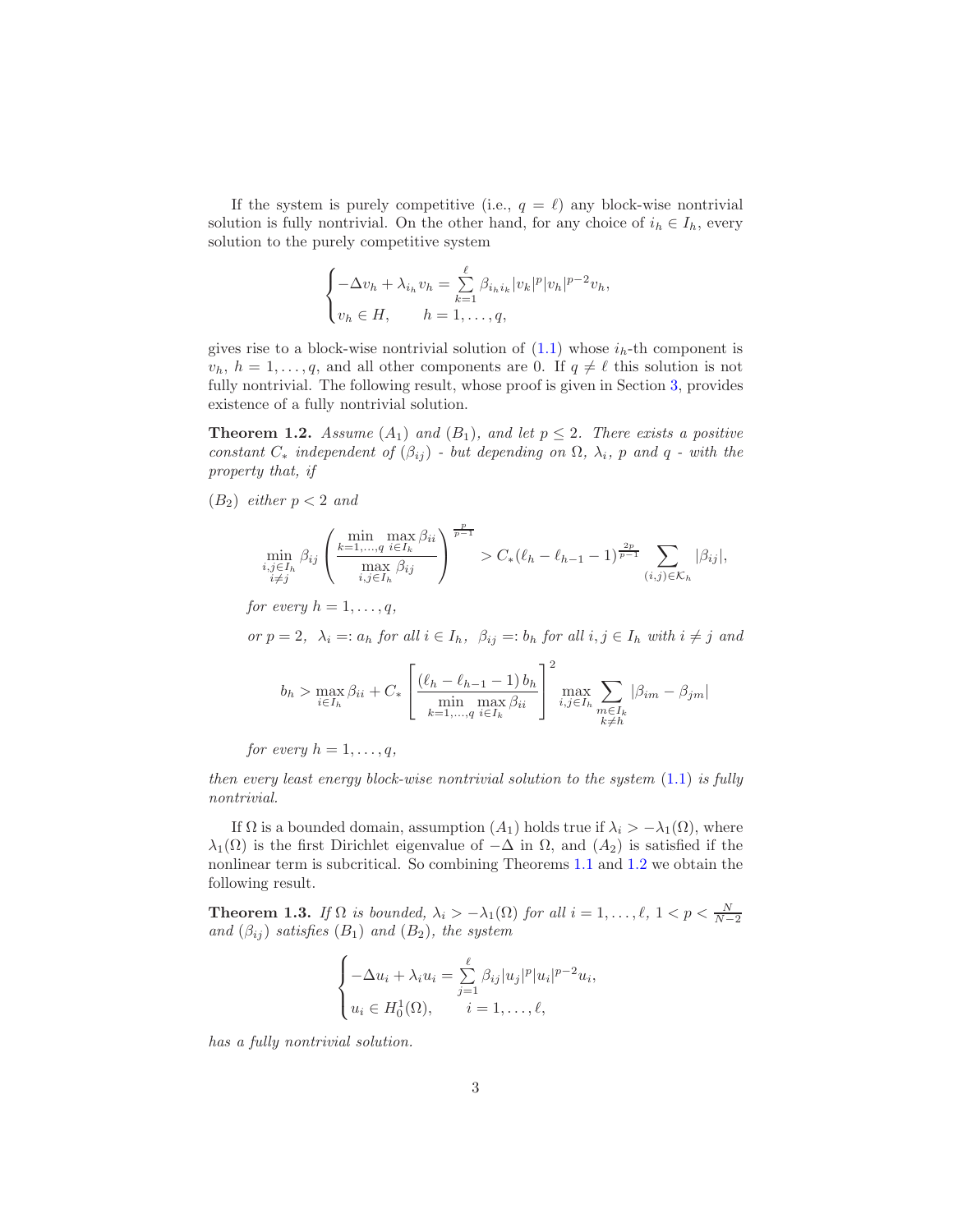If the system is purely competitive (i.e., $q = \ell$) any block-wise nontrivial solution is fully nontrivial. On the other hand, for any choice of $i_h \in I_h$, every solution to the purely competitive system

$$
\begin{cases}
-\Delta v_h + \lambda_{i_h} v_h = \sum\limits_{k=1}^{\ell} \beta_{i_h i_k} |v_k|^p |v_h|^{p-2} v_h, \\
v_h \in H, \qquad h = 1, \ldots, q,
\end{cases}
$$

gives rise to a block-wise nontrivial solution of (1.1) whose $i_h$-th component is $v_h$, $h = 1, \ldots, q$, and all other components are 0. If $q \neq \ell$ this solution is not fully nontrivial. The following result, whose proof is given in Section 3, provides existence of a fully nontrivial solution.

**Theorem 1.2.** *Assume $(A_1)$ and $(B_1)$, and let $p \leq 2$. There exists a positive constant $C_*$ independent of $(\beta_{ij})$ - but depending on $\Omega$, $\lambda_i$, $p$ and $q$ - with the property that, if*

$(B_2)$ *either $p < 2$ and*

$$
\min_{\substack{i,j \in I_h \\ i \neq j}} \beta_{ij} \left( \frac{\min\limits_{k=1,\ldots,q} \max\limits_{i \in I_k} \beta_{ii}}{\max\limits_{i,j \in I_h} \beta_{ij}} \right)^{\frac{p}{p-1}} > C_* (\ell_h - \ell_{h-1} - 1)^{\frac{2p}{p-1}} \sum_{(i,j) \in \mathcal{K}_h} |\beta_{ij}|,
$$

*for every $h = 1, \ldots, q$,*

*or $p = 2$, $\lambda_i =: a_h$ for all $i \in I_h$, $\beta_{ij} =: b_h$ for all $i, j \in I_h$ with $i \neq j$ and*

$$
b_h > \max_{i \in I_h} \beta_{ii} + C_* \left[ \frac{(\ell_h - \ell_{h-1} - 1)\, b_h}{\min\limits_{k=1,\ldots,q} \max\limits_{i \in I_k} \beta_{ii}} \right]^2 \max_{i,j \in I_h} \sum_{\substack{m \in I_k \\ k \neq h}} |\beta_{im} - \beta_{jm}|
$$

*for every $h = 1, \ldots, q$,*

*then every least energy block-wise nontrivial solution to the system (1.1) is fully nontrivial.*

If $\Omega$ is a bounded domain, assumption $(A_1)$ holds true if $\lambda_i > -\lambda_1(\Omega)$, where $\lambda_1(\Omega)$ is the first Dirichlet eigenvalue of $-\Delta$ in $\Omega$, and $(A_2)$ is satisfied if the nonlinear term is subcritical. So combining Theorems 1.1 and 1.2 we obtain the following result.

**Theorem 1.3.** *If $\Omega$ is bounded, $\lambda_i > -\lambda_1(\Omega)$ for all $i = 1, \ldots, \ell$, $1 < p < \frac{N}{N-2}$ and $(\beta_{ij})$ satisfies $(B_1)$ and $(B_2)$, the system*

$$
\begin{cases}
-\Delta u_i + \lambda_i u_i = \sum\limits_{j=1}^{\ell} \beta_{ij} |u_j|^p |u_i|^{p-2} u_i, \\
u_i \in H_0^1(\Omega), \qquad i = 1, \ldots, \ell,
\end{cases}
$$

*has a fully nontrivial solution.*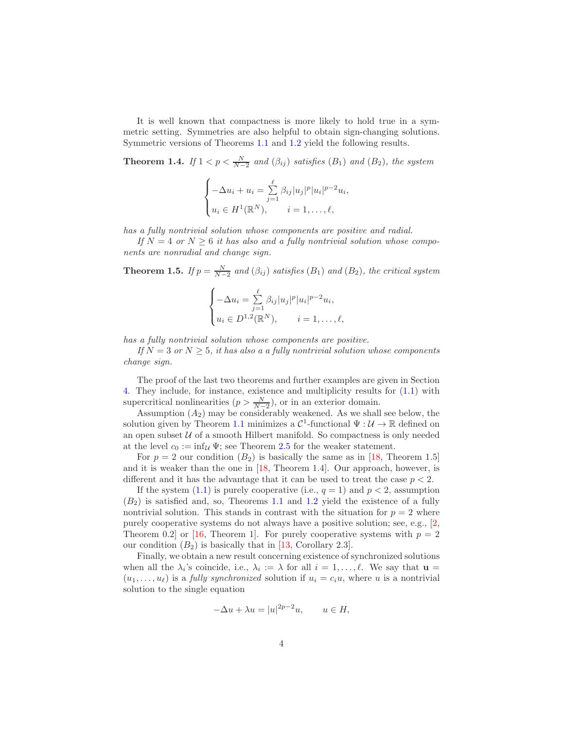It is well known that compactness is more likely to hold true in a symmetric setting. Symmetries are also helpful to obtain sign-changing solutions. Symmetric versions of Theorems 1.1 and 1.2 yield the following results.

**Theorem 1.4.** *If $1 < p < \frac{N}{N-2}$ and $(\beta_{ij})$ satisfies $(B_1)$ and $(B_2)$, the system*

$$\begin{cases} -\Delta u_i + u_i = \sum_{j=1}^{\ell} \beta_{ij}|u_j|^p|u_i|^{p-2}u_i, \\ u_i \in H^1(\mathbb{R}^N), \qquad i = 1, \ldots, \ell, \end{cases}$$

*has a fully nontrivial solution whose components are positive and radial.*

*If $N = 4$ or $N \geq 6$ it has also and a fully nontrivial solution whose components are nonradial and change sign.*

**Theorem 1.5.** *If $p = \frac{N}{N-2}$ and $(\beta_{ij})$ satisfies $(B_1)$ and $(B_2)$, the critical system*

$$\begin{cases} -\Delta u_i = \sum_{j=1}^{\ell} \beta_{ij}|u_j|^p|u_i|^{p-2}u_i, \\ u_i \in D^{1,2}(\mathbb{R}^N), \qquad i = 1, \ldots, \ell, \end{cases}$$

*has a fully nontrivial solution whose components are positive.*

*If $N = 3$ or $N \geq 5$, it has also a a fully nontrivial solution whose components change sign.*

The proof of the last two theorems and further examples are given in Section 4. They include, for instance, existence and multiplicity results for (1.1) with supercritical nonlinearities ($p > \frac{N}{N-2}$), or in an exterior domain.

Assumption $(A_2)$ may be considerably weakened. As we shall see below, the solution given by Theorem 1.1 minimizes a $\mathcal{C}^1$-functional $\Psi : \mathcal{U} \to \mathbb{R}$ defined on an open subset $\mathcal{U}$ of a smooth Hilbert manifold. So compactness is only needed at the level $c_0 := \inf_{\mathcal{U}} \Psi$; see Theorem 2.5 for the weaker statement.

For $p = 2$ our condition $(B_2)$ is basically the same as in [18, Theorem 1.5] and it is weaker than the one in [18, Theorem 1.4]. Our approach, however, is different and it has the advantage that it can be used to treat the case $p < 2$.

If the system (1.1) is purely cooperative (i.e., $q = 1$) and $p < 2$, assumption $(B_2)$ is satisfied and, so, Theorems 1.1 and 1.2 yield the existence of a fully nontrivial solution. This stands in contrast with the situation for $p = 2$ where purely cooperative systems do not always have a positive solution; see, e.g., [2, Theorem 0.2] or [16, Theorem 1]. For purely cooperative systems with $p = 2$ our condition $(B_2)$ is basically that in [13, Corollary 2.3].

Finally, we obtain a new result concerning existence of synchronized solutions when all the $\lambda_i$'s coincide, i.e., $\lambda_i := \lambda$ for all $i = 1, \ldots, \ell$. We say that $\mathbf{u} = (u_1, \ldots, u_\ell)$ is a *fully synchronized* solution if $u_i = c_i u$, where $u$ is a nontrivial solution to the single equation

$$-\Delta u + \lambda u = |u|^{2p-2}u, \qquad u \in H,$$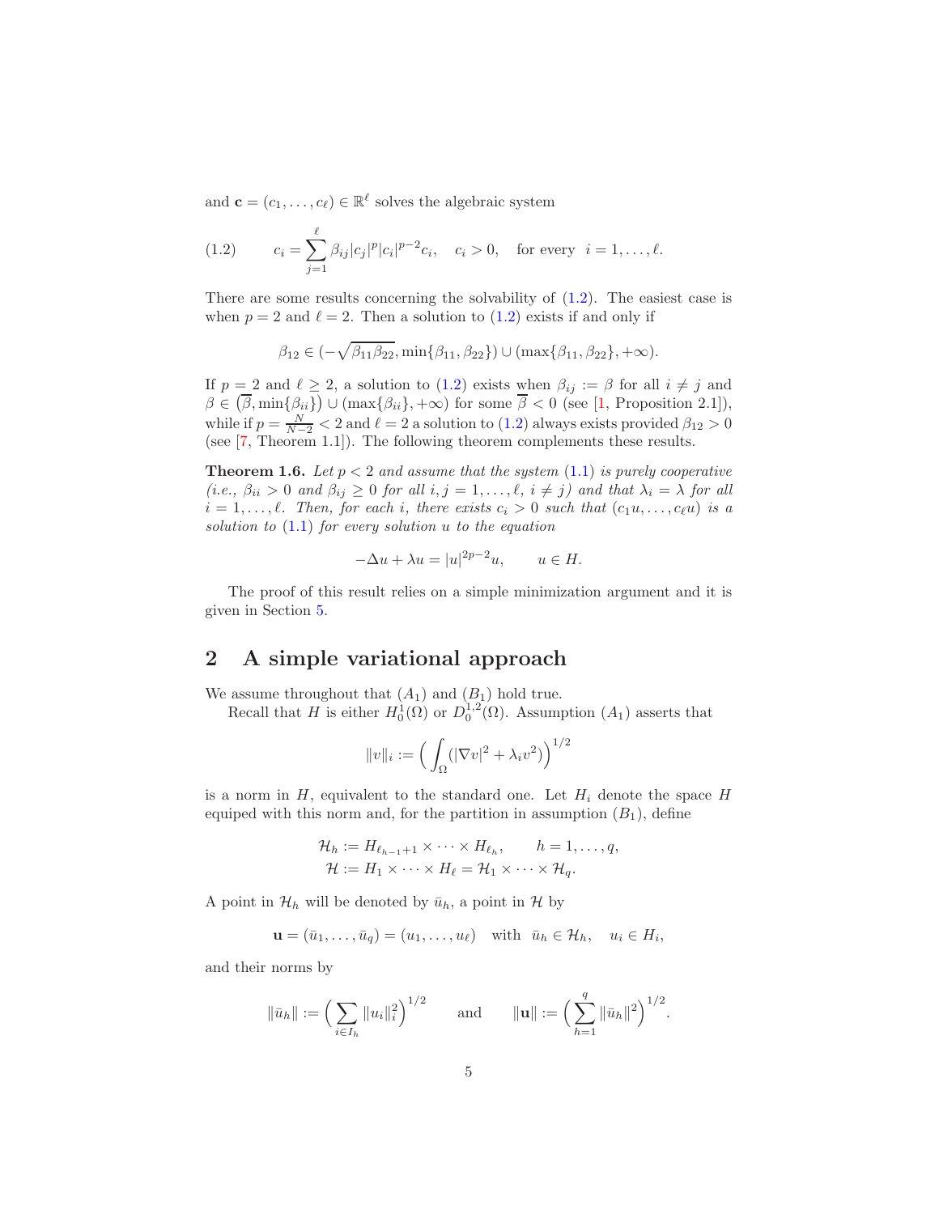and $\mathbf{c} = (c_1, \ldots, c_\ell) \in \mathbb{R}^\ell$ solves the algebraic system

$$c_i = \sum_{j=1}^{\ell} \beta_{ij} |c_j|^p |c_i|^{p-2} c_i, \quad c_i > 0, \quad \text{for every } \ i = 1, \ldots, \ell. \tag{1.2}$$

There are some results concerning the solvability of (1.2). The easiest case is when $p = 2$ and $\ell = 2$. Then a solution to (1.2) exists if and only if

$$\beta_{12} \in (-\sqrt{\beta_{11}\beta_{22}}, \min\{\beta_{11}, \beta_{22}\}) \cup (\max\{\beta_{11}, \beta_{22}\}, +\infty).$$

If $p = 2$ and $\ell \geq 2$, a solution to (1.2) exists when $\beta_{ij} := \beta$ for all $i \neq j$ and $\beta \in (\overline{\beta}, \min\{\beta_{ii}\}) \cup (\max\{\beta_{ii}\}, +\infty)$ for some $\overline{\beta} < 0$ (see [1, Proposition 2.1]), while if $p = \frac{N}{N-2} < 2$ and $\ell = 2$ a solution to (1.2) always exists provided $\beta_{12} > 0$ (see [7, Theorem 1.1]). The following theorem complements these results.

**Theorem 1.6.** *Let $p < 2$ and assume that the system (1.1) is purely cooperative (i.e., $\beta_{ii} > 0$ and $\beta_{ij} \geq 0$ for all $i, j = 1, \ldots, \ell$, $i \neq j$) and that $\lambda_i = \lambda$ for all $i = 1, \ldots, \ell$. Then, for each $i$, there exists $c_i > 0$ such that $(c_1 u, \ldots, c_\ell u)$ is a solution to (1.1) for every solution $u$ to the equation*

$$-\Delta u + \lambda u = |u|^{2p-2} u, \qquad u \in H.$$

The proof of this result relies on a simple minimization argument and it is given in Section 5.

## 2 A simple variational approach

We assume throughout that $(A_1)$ and $(B_1)$ hold true.

Recall that $H$ is either $H_0^1(\Omega)$ or $D_0^{1,2}(\Omega)$. Assumption $(A_1)$ asserts that

$$\|v\|_i := \Big( \int_\Omega (|\nabla v|^2 + \lambda_i v^2) \Big)^{1/2}$$

is a norm in $H$, equivalent to the standard one. Let $H_i$ denote the space $H$ equiped with this norm and, for the partition in assumption $(B_1)$, define

$$\mathcal{H}_h := H_{\ell_{h-1}+1} \times \cdots \times H_{\ell_h}, \qquad h = 1, \ldots, q,$$
$$\mathcal{H} := H_1 \times \cdots \times H_\ell = \mathcal{H}_1 \times \cdots \times \mathcal{H}_q.$$

A point in $\mathcal{H}_h$ will be denoted by $\bar{u}_h$, a point in $\mathcal{H}$ by

$$\mathbf{u} = (\bar{u}_1, \ldots, \bar{u}_q) = (u_1, \ldots, u_\ell) \quad \text{with} \quad \bar{u}_h \in \mathcal{H}_h, \quad u_i \in H_i,$$

and their norms by

$$\|\bar{u}_h\| := \Big( \sum_{i \in I_h} \|u_i\|_i^2 \Big)^{1/2} \qquad \text{and} \qquad \|\mathbf{u}\| := \Big( \sum_{h=1}^{q} \|\bar{u}_h\|^2 \Big)^{1/2}.$$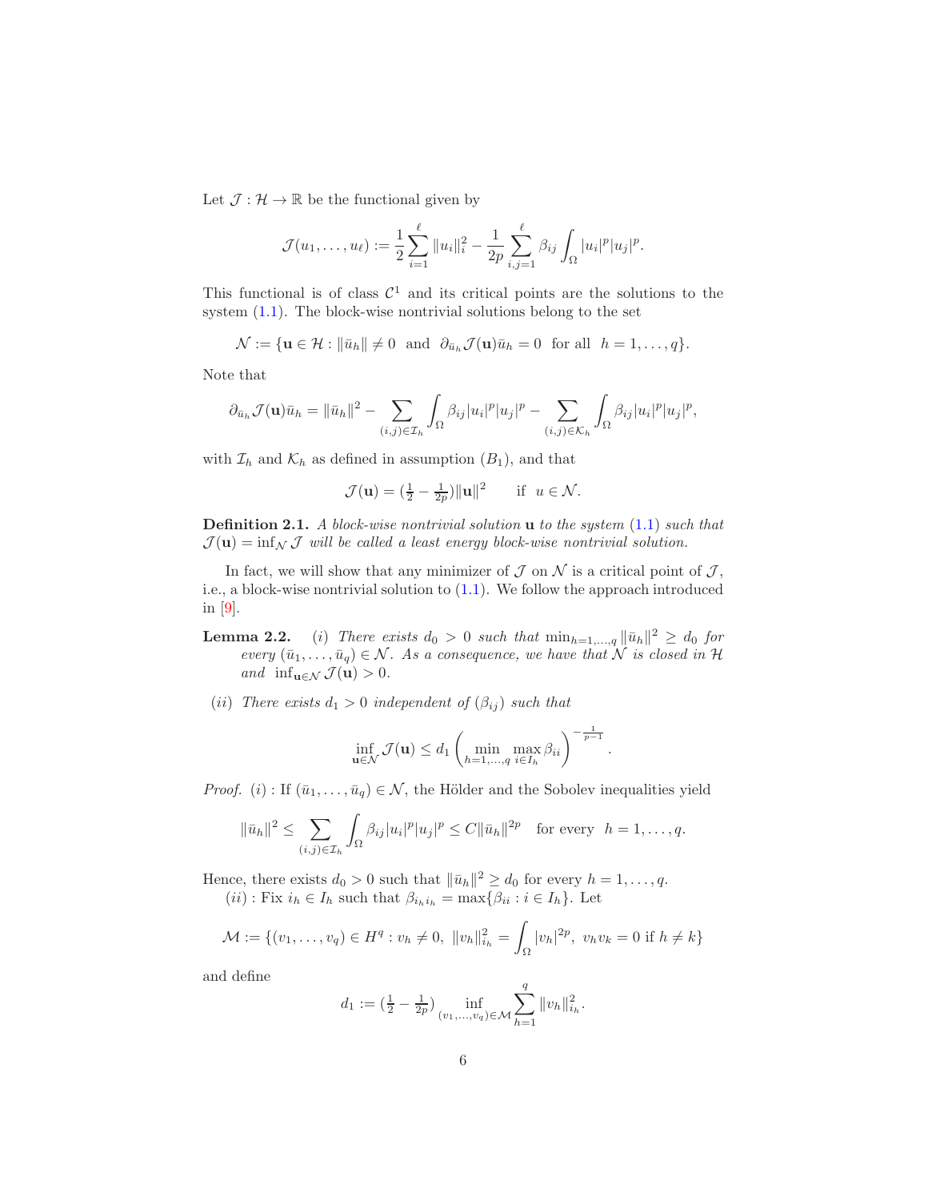Let $\mathcal{J} : \mathcal{H} \to \mathbb{R}$ be the functional given by

$$\mathcal{J}(u_1, \ldots, u_\ell) := \frac{1}{2}\sum_{i=1}^{\ell} \|u_i\|_i^2 - \frac{1}{2p}\sum_{i,j=1}^{\ell} \beta_{ij} \int_\Omega |u_i|^p |u_j|^p.$$

This functional is of class $\mathcal{C}^1$ and its critical points are the solutions to the system (1.1). The block-wise nontrivial solutions belong to the set

$$\mathcal{N} := \{\mathbf{u} \in \mathcal{H} : \|\bar{u}_h\| \neq 0 \ \text{ and } \ \partial_{\bar{u}_h}\mathcal{J}(\mathbf{u})\bar{u}_h = 0 \ \text{ for all } \ h = 1, \ldots, q\}.$$

Note that

$$\partial_{\bar{u}_h}\mathcal{J}(\mathbf{u})\bar{u}_h = \|\bar{u}_h\|^2 - \sum_{(i,j)\in\mathcal{I}_h} \int_\Omega \beta_{ij}|u_i|^p|u_j|^p - \sum_{(i,j)\in\mathcal{K}_h} \int_\Omega \beta_{ij}|u_i|^p|u_j|^p,$$

with $\mathcal{I}_h$ and $\mathcal{K}_h$ as defined in assumption $(B_1)$, and that

$$\mathcal{J}(\mathbf{u}) = (\tfrac{1}{2} - \tfrac{1}{2p})\|\mathbf{u}\|^2 \qquad \text{if } \ u \in \mathcal{N}.$$

**Definition 2.1.** *A block-wise nontrivial solution* $\mathbf{u}$ *to the system* (1.1) *such that* $\mathcal{J}(\mathbf{u}) = \inf_{\mathcal{N}} \mathcal{J}$ *will be called a least energy block-wise nontrivial solution.*

In fact, we will show that any minimizer of $\mathcal{J}$ on $\mathcal{N}$ is a critical point of $\mathcal{J}$, i.e., a block-wise nontrivial solution to (1.1). We follow the approach introduced in [9].

**Lemma 2.2.** *(i) There exists $d_0 > 0$ such that $\min_{h=1,\ldots,q} \|\bar{u}_h\|^2 \geq d_0$ for every $(\bar{u}_1, \ldots, \bar{u}_q) \in \mathcal{N}$. As a consequence, we have that $\mathcal{N}$ is closed in $\mathcal{H}$ and $\inf_{\mathbf{u}\in\mathcal{N}} \mathcal{J}(\mathbf{u}) > 0$.*

*(ii) There exists $d_1 > 0$ independent of $(\beta_{ij})$ such that*

$$\inf_{\mathbf{u}\in\mathcal{N}} \mathcal{J}(\mathbf{u}) \leq d_1 \left(\min_{h=1,\ldots,q} \max_{i\in I_h} \beta_{ii}\right)^{-\frac{1}{p-1}}.$$

*Proof.* $(i)$ : If $(\bar{u}_1, \ldots, \bar{u}_q) \in \mathcal{N}$, the Hölder and the Sobolev inequalities yield

$$\|\bar{u}_h\|^2 \leq \sum_{(i,j)\in\mathcal{I}_h} \int_\Omega \beta_{ij}|u_i|^p|u_j|^p \leq C\|\bar{u}_h\|^{2p} \quad \text{for every } \ h = 1, \ldots, q.$$

Hence, there exists $d_0 > 0$ such that $\|\bar{u}_h\|^2 \geq d_0$ for every $h = 1, \ldots, q$.

$(ii)$ : Fix $i_h \in I_h$ such that $\beta_{i_h i_h} = \max\{\beta_{ii} : i \in I_h\}$. Let

$$\mathcal{M} := \{(v_1, \ldots, v_q) \in H^q : v_h \neq 0, \ \|v_h\|_{i_h}^2 = \int_\Omega |v_h|^{2p}, \ v_h v_k = 0 \text{ if } h \neq k\}$$

and define

$$d_1 := (\tfrac{1}{2} - \tfrac{1}{2p}) \inf_{(v_1,\ldots,v_q)\in\mathcal{M}} \sum_{h=1}^{q} \|v_h\|_{i_h}^2.$$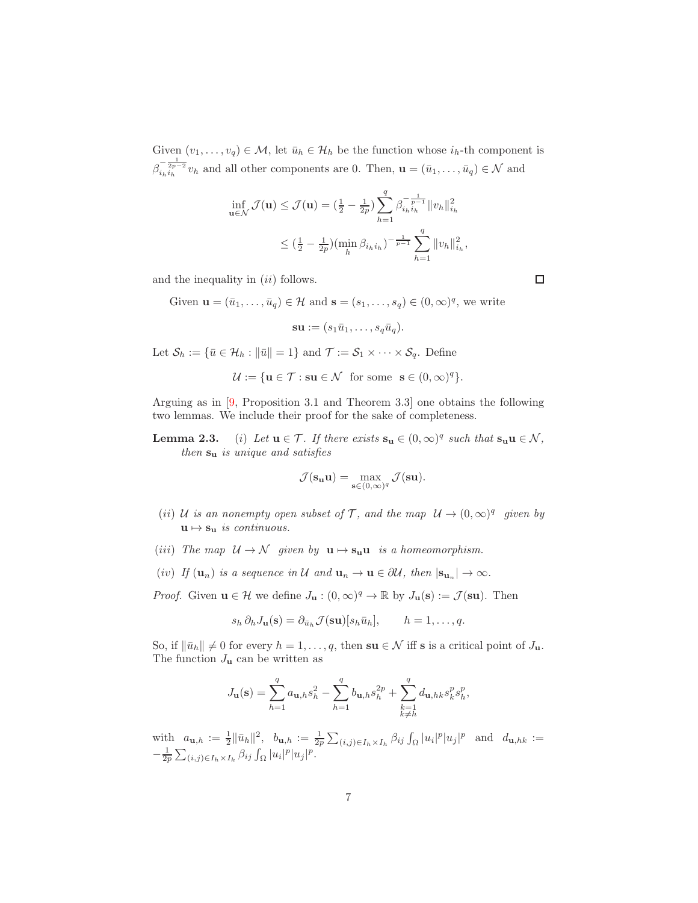Given $(v_1,\ldots,v_q)\in\mathcal{M}$, let $\bar u_h\in\mathcal{H}_h$ be the function whose $i_h$-th component is $\beta_{i_hi_h}^{-\frac{1}{2p-2}}v_h$ and all other components are 0. Then, $\mathbf{u}=(\bar u_1,\ldots,\bar u_q)\in\mathcal{N}$ and

$$\inf_{\mathbf{u}\in\mathcal{N}}\mathcal{J}(\mathbf{u})\le\mathcal{J}(\mathbf{u})=(\tfrac12-\tfrac{1}{2p})\sum_{h=1}^q\beta_{i_hi_h}^{-\frac{1}{p-1}}\|v_h\|_{i_h}^2$$
$$\le(\tfrac12-\tfrac{1}{2p})(\min_h\beta_{i_hi_h})^{-\frac{1}{p-1}}\sum_{h=1}^q\|v_h\|_{i_h}^2,$$

and the inequality in $(ii)$ follows. $\square$

Given $\mathbf{u}=(\bar u_1,\ldots,\bar u_q)\in\mathcal{H}$ and $\mathbf{s}=(s_1,\ldots,s_q)\in(0,\infty)^q$, we write

$$\mathbf{s}\mathbf{u}:=(s_1\bar u_1,\ldots,s_q\bar u_q).$$

Let $\mathcal{S}_h:=\{\bar u\in\mathcal{H}_h:\|\bar u\|=1\}$ and $\mathcal{T}:=\mathcal{S}_1\times\cdots\times\mathcal{S}_q$. Define

$$\mathcal{U}:=\{\mathbf{u}\in\mathcal{T}:\mathbf{s}\mathbf{u}\in\mathcal{N}\ \text{ for some }\ \mathbf{s}\in(0,\infty)^q\}.$$

Arguing as in [9, Proposition 3.1 and Theorem 3.3] one obtains the following two lemmas. We include their proof for the sake of completeness.

**Lemma 2.3.** *(i) Let $\mathbf{u}\in\mathcal{T}$. If there exists $\mathbf{s}_\mathbf{u}\in(0,\infty)^q$ such that $\mathbf{s}_\mathbf{u}\mathbf{u}\in\mathcal{N}$, then $\mathbf{s}_\mathbf{u}$ is unique and satisfies*

$$\mathcal{J}(\mathbf{s}_\mathbf{u}\mathbf{u})=\max_{\mathbf{s}\in(0,\infty)^q}\mathcal{J}(\mathbf{s}\mathbf{u}).$$

*(ii) $\mathcal{U}$ is an nonempty open subset of $\mathcal{T}$, and the map $\mathcal{U}\to(0,\infty)^q$ given by $\mathbf{u}\mapsto\mathbf{s}_\mathbf{u}$ is continuous.*

*(iii) The map $\mathcal{U}\to\mathcal{N}$ given by $\mathbf{u}\mapsto\mathbf{s}_\mathbf{u}\mathbf{u}$ is a homeomorphism.*

*(iv) If $(\mathbf{u}_n)$ is a sequence in $\mathcal{U}$ and $\mathbf{u}_n\to\mathbf{u}\in\partial\mathcal{U}$, then $|\mathbf{s}_{\mathbf{u}_n}|\to\infty$.*

*Proof.* Given $\mathbf{u}\in\mathcal{H}$ we define $J_\mathbf{u}:(0,\infty)^q\to\mathbb{R}$ by $J_\mathbf{u}(\mathbf{s}):=\mathcal{J}(\mathbf{s}\mathbf{u})$. Then

$$s_h\,\partial_hJ_\mathbf{u}(\mathbf{s})=\partial_{\bar u_h}\mathcal{J}(\mathbf{s}\mathbf{u})[s_h\bar u_h],\qquad h=1,\ldots,q.$$

So, if $\|\bar u_h\|\neq0$ for every $h=1,\ldots,q$, then $\mathbf{s}\mathbf{u}\in\mathcal{N}$ iff $\mathbf{s}$ is a critical point of $J_\mathbf{u}$. The function $J_\mathbf{u}$ can be written as

$$J_\mathbf{u}(\mathbf{s})=\sum_{h=1}^q a_{\mathbf{u},h}s_h^2-\sum_{h=1}^q b_{\mathbf{u},h}s_h^{2p}+\sum_{\substack{k=1\\k\neq h}}^q d_{\mathbf{u},hk}s_k^ps_h^p,$$

with $a_{\mathbf{u},h}:=\frac12\|\bar u_h\|^2$, $b_{\mathbf{u},h}:=\frac{1}{2p}\sum_{(i,j)\in I_h\times I_h}\beta_{ij}\int_\Omega|u_i|^p|u_j|^p$ and $d_{\mathbf{u},hk}:=-\frac{1}{2p}\sum_{(i,j)\in I_h\times I_k}\beta_{ij}\int_\Omega|u_i|^p|u_j|^p$.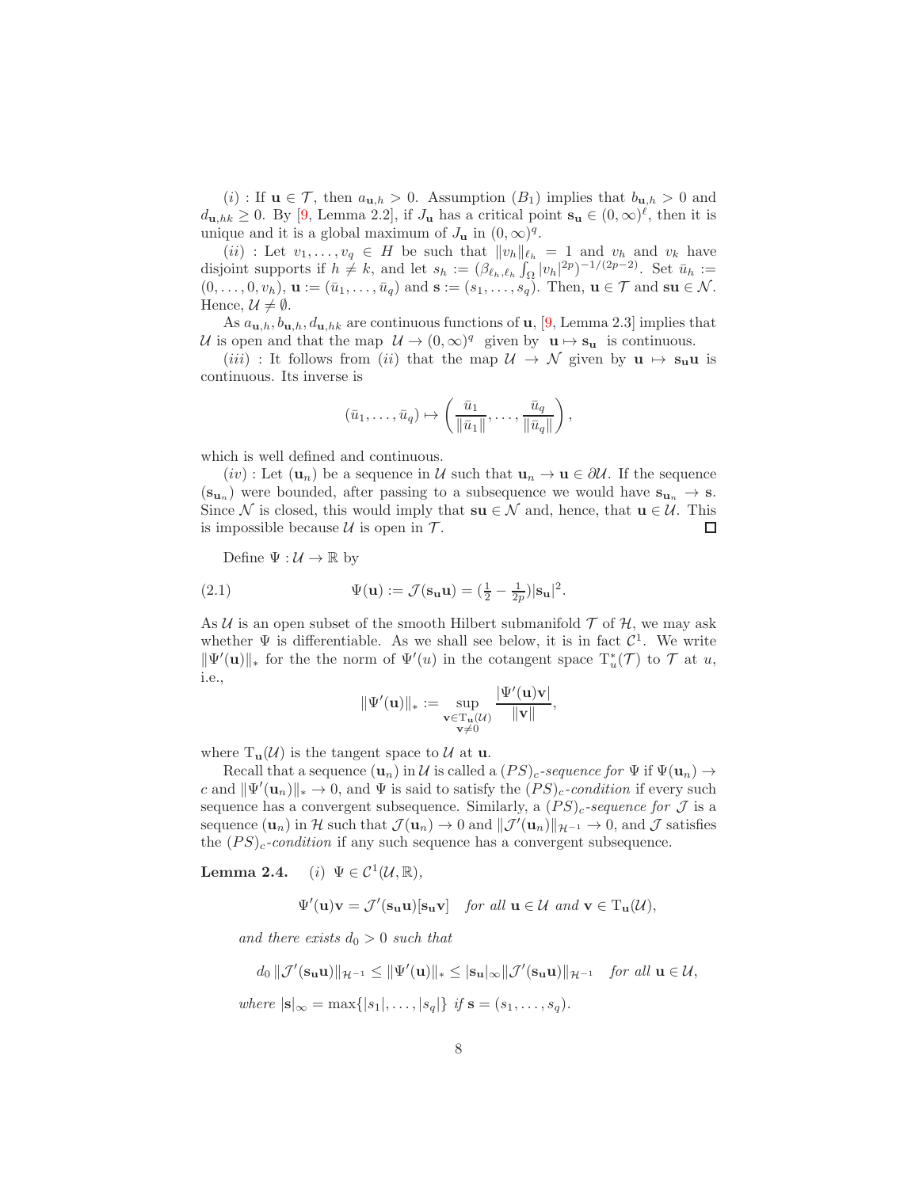$(i)$ : If $\mathbf{u} \in \mathcal{T}$, then $a_{\mathbf{u},h} > 0$. Assumption $(B_1)$ implies that $b_{\mathbf{u},h} > 0$ and $d_{\mathbf{u},hk} \geq 0$. By [9, Lemma 2.2], if $J_{\mathbf{u}}$ has a critical point $\mathbf{s}_{\mathbf{u}} \in (0,\infty)^{\ell}$, then it is unique and it is a global maximum of $J_{\mathbf{u}}$ in $(0,\infty)^q$.

$(ii)$ : Let $v_1, \ldots, v_q \in H$ be such that $\|v_h\|_{\ell_h} = 1$ and $v_h$ and $v_k$ have disjoint supports if $h \neq k$, and let $s_h := (\beta_{\ell_h,\ell_h} \int_\Omega |v_h|^{2p})^{-1/(2p-2)}$. Set $\bar{u}_h := (0,\ldots,0,v_h)$, $\mathbf{u} := (\bar{u}_1,\ldots,\bar{u}_q)$ and $\mathbf{s} := (s_1,\ldots,s_q)$. Then, $\mathbf{u} \in \mathcal{T}$ and $\mathbf{s}\mathbf{u} \in \mathcal{N}$. Hence, $\mathcal{U} \neq \emptyset$.

As $a_{\mathbf{u},h}, b_{\mathbf{u},h}, d_{\mathbf{u},hk}$ are continuous functions of $\mathbf{u}$, [9, Lemma 2.3] implies that $\mathcal{U}$ is open and that the map $\mathcal{U} \to (0,\infty)^q$ given by $\mathbf{u} \mapsto \mathbf{s}_{\mathbf{u}}$ is continuous.

$(iii)$ : It follows from $(ii)$ that the map $\mathcal{U} \to \mathcal{N}$ given by $\mathbf{u} \mapsto \mathbf{s}_{\mathbf{u}}\mathbf{u}$ is continuous. Its inverse is

$$(\bar{u}_1,\ldots,\bar{u}_q) \mapsto \left(\frac{\bar{u}_1}{\|\bar{u}_1\|},\ldots,\frac{\bar{u}_q}{\|\bar{u}_q\|}\right),$$

which is well defined and continuous.

$(iv)$ : Let $(\mathbf{u}_n)$ be a sequence in $\mathcal{U}$ such that $\mathbf{u}_n \to \mathbf{u} \in \partial\mathcal{U}$. If the sequence $(\mathbf{s}_{\mathbf{u}_n})$ were bounded, after passing to a subsequence we would have $\mathbf{s}_{\mathbf{u}_n} \to \mathbf{s}$. Since $\mathcal{N}$ is closed, this would imply that $\mathbf{s}\mathbf{u} \in \mathcal{N}$ and, hence, that $\mathbf{u} \in \mathcal{U}$. This is impossible because $\mathcal{U}$ is open in $\mathcal{T}$. $\square$

Define $\Psi : \mathcal{U} \to \mathbb{R}$ by

$$\Psi(\mathbf{u}) := \mathcal{J}(\mathbf{s}_{\mathbf{u}}\mathbf{u}) = (\tfrac{1}{2} - \tfrac{1}{2p})|\mathbf{s}_{\mathbf{u}}|^2. \tag{2.1}$$

As $\mathcal{U}$ is an open subset of the smooth Hilbert submanifold $\mathcal{T}$ of $\mathcal{H}$, we may ask whether $\Psi$ is differentiable. As we shall see below, it is in fact $\mathcal{C}^1$. We write $\|\Psi'(\mathbf{u})\|_*$ for the the norm of $\Psi'(u)$ in the cotangent space $\mathrm{T}^*_u(\mathcal{T})$ to $\mathcal{T}$ at $u$, i.e.,

$$\|\Psi'(\mathbf{u})\|_* := \sup_{\substack{\mathbf{v}\in \mathrm{T}_{\mathbf{u}}(\mathcal{U})\\ \mathbf{v}\neq 0}} \frac{|\Psi'(\mathbf{u})\mathbf{v}|}{\|\mathbf{v}\|},$$

where $\mathrm{T}_{\mathbf{u}}(\mathcal{U})$ is the tangent space to $\mathcal{U}$ at $\mathbf{u}$.

Recall that a sequence $(\mathbf{u}_n)$ in $\mathcal{U}$ is called a *$(PS)_c$-sequence for* $\Psi$ if $\Psi(\mathbf{u}_n) \to c$ and $\|\Psi'(\mathbf{u}_n)\|_* \to 0$, and $\Psi$ is said to satisfy the *$(PS)_c$-condition* if every such sequence has a convergent subsequence. Similarly, a *$(PS)_c$-sequence for* $\mathcal{J}$ is a sequence $(\mathbf{u}_n)$ in $\mathcal{H}$ such that $\mathcal{J}(\mathbf{u}_n) \to 0$ and $\|\mathcal{J}'(\mathbf{u}_n)\|_{\mathcal{H}^{-1}} \to 0$, and $\mathcal{J}$ satisfies the *$(PS)_c$-condition* if any such sequence has a convergent subsequence.

**Lemma 2.4.** *(i)* $\Psi \in \mathcal{C}^1(\mathcal{U},\mathbb{R})$,

$$\Psi'(\mathbf{u})\mathbf{v} = \mathcal{J}'(\mathbf{s}_{\mathbf{u}}\mathbf{u})[\mathbf{s}_{\mathbf{u}}\mathbf{v}] \quad \textit{for all } \mathbf{u} \in \mathcal{U} \textit{ and } \mathbf{v} \in \mathrm{T}_{\mathbf{u}}(\mathcal{U}),$$

*and there exists $d_0 > 0$ such that*

$$d_0\,\|\mathcal{J}'(\mathbf{s}_{\mathbf{u}}\mathbf{u})\|_{\mathcal{H}^{-1}} \leq \|\Psi'(\mathbf{u})\|_* \leq |\mathbf{s}_{\mathbf{u}}|_\infty \|\mathcal{J}'(\mathbf{s}_{\mathbf{u}}\mathbf{u})\|_{\mathcal{H}^{-1}} \quad \textit{for all } \mathbf{u} \in \mathcal{U},$$

*where $|\mathbf{s}|_\infty = \max\{|s_1|,\ldots,|s_q|\}$ if $\mathbf{s} = (s_1,\ldots,s_q)$.*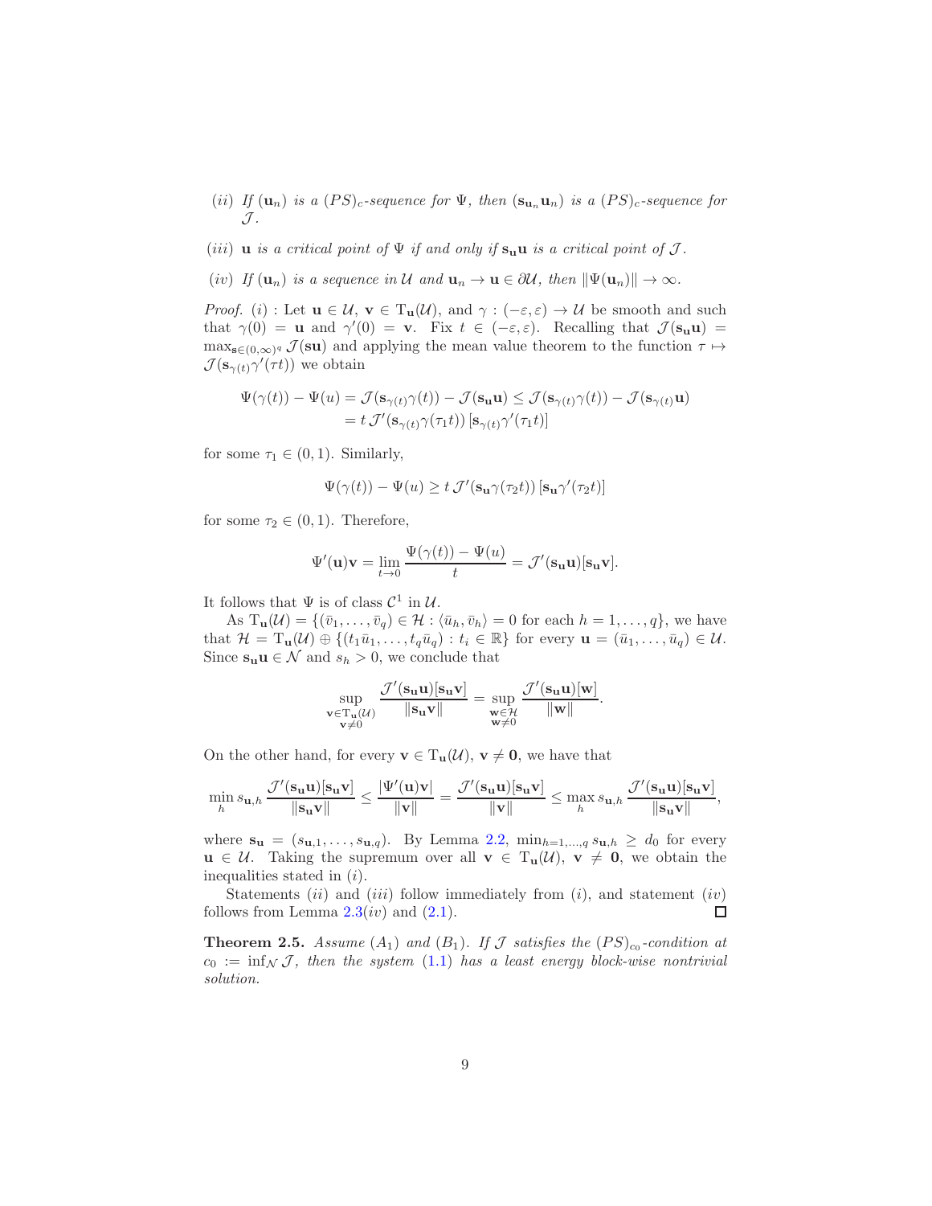*(ii)* If $(\mathbf{u}_n)$ is a $(PS)_c$-sequence for $\Psi$, then $(\mathbf{s}_{\mathbf{u}_n}\mathbf{u}_n)$ is a $(PS)_c$-sequence for $\mathcal{J}$.

*(iii)* $\mathbf{u}$ is a critical point of $\Psi$ if and only if $\mathbf{s}_\mathbf{u}\mathbf{u}$ is a critical point of $\mathcal{J}$.

*(iv)* If $(\mathbf{u}_n)$ is a sequence in $\mathcal{U}$ and $\mathbf{u}_n \to \mathbf{u} \in \partial\mathcal{U}$, then $\|\Psi(\mathbf{u}_n)\| \to \infty$.

*Proof.* $(i)$ : Let $\mathbf{u} \in \mathcal{U}$, $\mathbf{v} \in \mathrm{T}_\mathbf{u}(\mathcal{U})$, and $\gamma : (-\varepsilon, \varepsilon) \to \mathcal{U}$ be smooth and such that $\gamma(0) = \mathbf{u}$ and $\gamma'(0) = \mathbf{v}$. Fix $t \in (-\varepsilon, \varepsilon)$. Recalling that $\mathcal{J}(\mathbf{s}_\mathbf{u}\mathbf{u}) = \max_{\mathbf{s}\in(0,\infty)^q} \mathcal{J}(\mathbf{s}\mathbf{u})$ and applying the mean value theorem to the function $\tau \mapsto \mathcal{J}(\mathbf{s}_{\gamma(t)}\gamma'(\tau t))$ we obtain

$$\begin{aligned}\Psi(\gamma(t)) - \Psi(u) = \mathcal{J}(\mathbf{s}_{\gamma(t)}\gamma(t)) - \mathcal{J}(\mathbf{s}_\mathbf{u}\mathbf{u}) &\leq \mathcal{J}(\mathbf{s}_{\gamma(t)}\gamma(t)) - \mathcal{J}(\mathbf{s}_{\gamma(t)}\mathbf{u}) \\ &= t\, \mathcal{J}'(\mathbf{s}_{\gamma(t)}\gamma(\tau_1 t))\,[\mathbf{s}_{\gamma(t)}\gamma'(\tau_1 t)]\end{aligned}$$

for some $\tau_1 \in (0,1)$. Similarly,

$$\Psi(\gamma(t)) - \Psi(u) \geq t\, \mathcal{J}'(\mathbf{s}_\mathbf{u}\gamma(\tau_2 t))\,[\mathbf{s}_\mathbf{u}\gamma'(\tau_2 t)]$$

for some $\tau_2 \in (0,1)$. Therefore,

$$\Psi'(\mathbf{u})\mathbf{v} = \lim_{t\to 0} \frac{\Psi(\gamma(t)) - \Psi(u)}{t} = \mathcal{J}'(\mathbf{s}_\mathbf{u}\mathbf{u})[\mathbf{s}_\mathbf{u}\mathbf{v}].$$

It follows that $\Psi$ is of class $\mathcal{C}^1$ in $\mathcal{U}$.

As $\mathrm{T}_\mathbf{u}(\mathcal{U}) = \{(\bar{v}_1, \ldots, \bar{v}_q) \in \mathcal{H} : \langle \bar{u}_h, \bar{v}_h\rangle = 0 \text{ for each } h = 1, \ldots, q\}$, we have that $\mathcal{H} = \mathrm{T}_\mathbf{u}(\mathcal{U}) \oplus \{(t_1\bar{u}_1, \ldots, t_q\bar{u}_q) : t_i \in \mathbb{R}\}$ for every $\mathbf{u} = (\bar{u}_1, \ldots, \bar{u}_q) \in \mathcal{U}$. Since $\mathbf{s}_\mathbf{u}\mathbf{u} \in \mathcal{N}$ and $s_h > 0$, we conclude that

$$\sup_{\substack{\mathbf{v}\in \mathrm{T}_\mathbf{u}(\mathcal{U})\\ \mathbf{v}\neq 0}} \frac{\mathcal{J}'(\mathbf{s}_\mathbf{u}\mathbf{u})[\mathbf{s}_\mathbf{u}\mathbf{v}]}{\|\mathbf{s}_\mathbf{u}\mathbf{v}\|} = \sup_{\substack{\mathbf{w}\in\mathcal{H}\\ \mathbf{w}\neq 0}} \frac{\mathcal{J}'(\mathbf{s}_\mathbf{u}\mathbf{u})[\mathbf{w}]}{\|\mathbf{w}\|}.$$

On the other hand, for every $\mathbf{v} \in \mathrm{T}_\mathbf{u}(\mathcal{U})$, $\mathbf{v} \neq \mathbf{0}$, we have that

$$\min_h s_{\mathbf{u},h} \frac{\mathcal{J}'(\mathbf{s}_\mathbf{u}\mathbf{u})[\mathbf{s}_\mathbf{u}\mathbf{v}]}{\|\mathbf{s}_\mathbf{u}\mathbf{v}\|} \leq \frac{|\Psi'(\mathbf{u})\mathbf{v}|}{\|\mathbf{v}\|} = \frac{\mathcal{J}'(\mathbf{s}_\mathbf{u}\mathbf{u})[\mathbf{s}_\mathbf{u}\mathbf{v}]}{\|\mathbf{v}\|} \leq \max_h s_{\mathbf{u},h} \frac{\mathcal{J}'(\mathbf{s}_\mathbf{u}\mathbf{u})[\mathbf{s}_\mathbf{u}\mathbf{v}]}{\|\mathbf{s}_\mathbf{u}\mathbf{v}\|},$$

where $\mathbf{s}_\mathbf{u} = (s_{\mathbf{u},1}, \ldots, s_{\mathbf{u},q})$. By Lemma 2.2, $\min_{h=1,\ldots,q} s_{\mathbf{u},h} \geq d_0$ for every $\mathbf{u} \in \mathcal{U}$. Taking the supremum over all $\mathbf{v} \in \mathrm{T}_\mathbf{u}(\mathcal{U})$, $\mathbf{v} \neq \mathbf{0}$, we obtain the inequalities stated in $(i)$.

Statements $(ii)$ and $(iii)$ follow immediately from $(i)$, and statement $(iv)$ follows from Lemma 2.3$(iv)$ and (2.1). ◻

**Theorem 2.5.** *Assume $(A_1)$ and $(B_1)$. If $\mathcal{J}$ satisfies the $(PS)_{c_0}$-condition at $c_0 := \inf_\mathcal{N} \mathcal{J}$, then the system (1.1) has a least energy block-wise nontrivial solution.*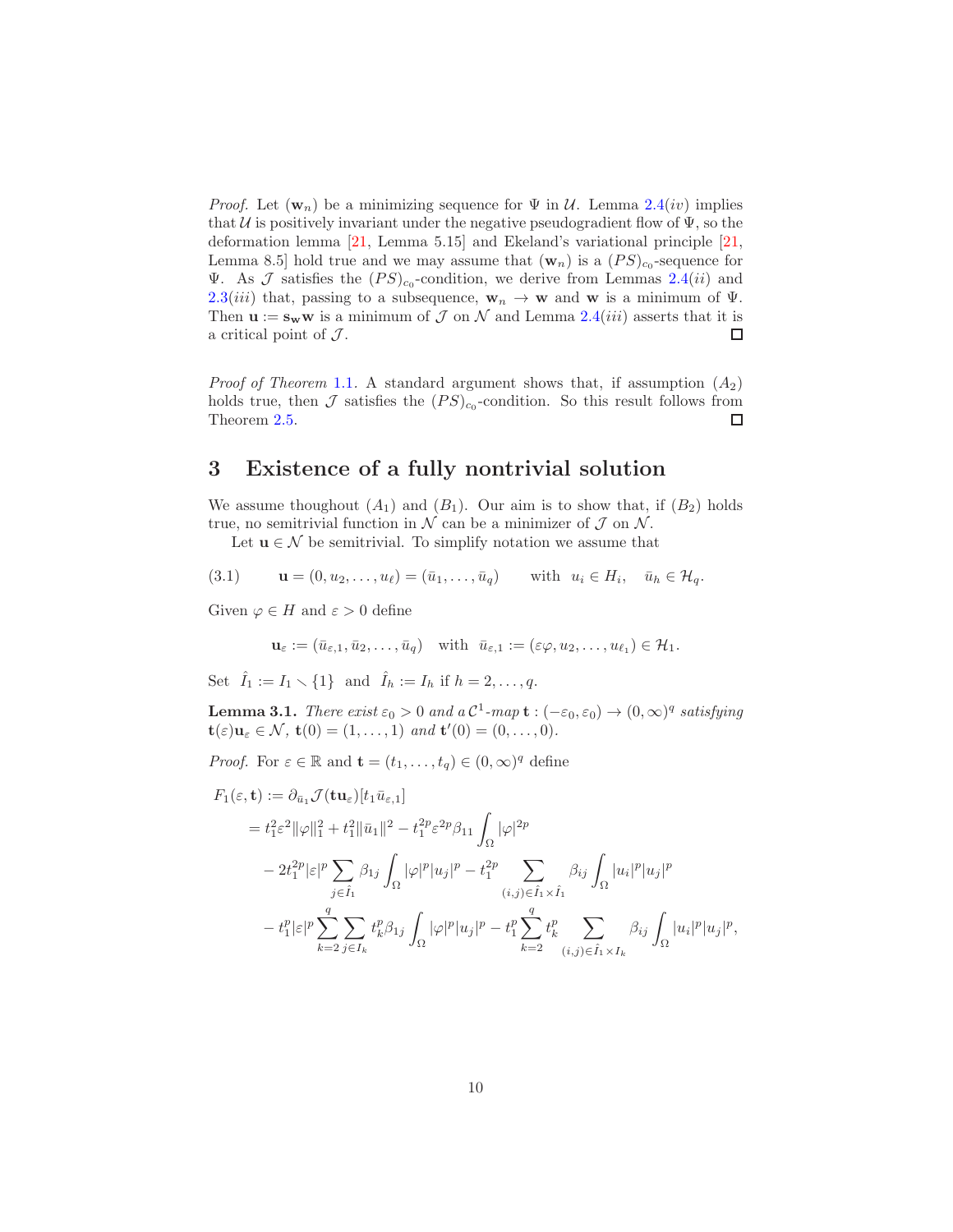*Proof.* Let $(\mathbf{w}_n)$ be a minimizing sequence for $\Psi$ in $\mathcal{U}$. Lemma 2.4$(iv)$ implies that $\mathcal{U}$ is positively invariant under the negative pseudogradient flow of $\Psi$, so the deformation lemma [21, Lemma 5.15] and Ekeland's variational principle [21, Lemma 8.5] hold true and we may assume that $(\mathbf{w}_n)$ is a $(PS)_{c_0}$-sequence for $\Psi$. As $\mathcal{J}$ satisfies the $(PS)_{c_0}$-condition, we derive from Lemmas 2.4$(ii)$ and 2.3$(iii)$ that, passing to a subsequence, $\mathbf{w}_n \to \mathbf{w}$ and $\mathbf{w}$ is a minimum of $\Psi$. Then $\mathbf{u} := \mathbf{s}_{\mathbf{w}}\mathbf{w}$ is a minimum of $\mathcal{J}$ on $\mathcal{N}$ and Lemma 2.4$(iii)$ asserts that it is a critical point of $\mathcal{J}$. □

*Proof of Theorem 1.1.* A standard argument shows that, if assumption $(A_2)$ holds true, then $\mathcal{J}$ satisfies the $(PS)_{c_0}$-condition. So this result follows from Theorem 2.5. □

## 3 Existence of a fully nontrivial solution

We assume thoughout $(A_1)$ and $(B_1)$. Our aim is to show that, if $(B_2)$ holds true, no semitrivial function in $\mathcal{N}$ can be a minimizer of $\mathcal{J}$ on $\mathcal{N}$.

Let $\mathbf{u} \in \mathcal{N}$ be semitrivial. To simplify notation we assume that

$$\mathbf{u} = (0, u_2, \ldots, u_\ell) = (\bar{u}_1, \ldots, \bar{u}_q) \qquad \text{with} \;\; u_i \in H_i, \quad \bar{u}_h \in \mathcal{H}_q. \tag{3.1}$$

Given $\varphi \in H$ and $\varepsilon > 0$ define

$$\mathbf{u}_\varepsilon := (\bar{u}_{\varepsilon,1}, \bar{u}_2, \ldots, \bar{u}_q) \quad \text{with} \;\; \bar{u}_{\varepsilon,1} := (\varepsilon\varphi, u_2, \ldots, u_{\ell_1}) \in \mathcal{H}_1.$$

Set $\hat{I}_1 := I_1 \smallsetminus \{1\}$ and $\hat{I}_h := I_h$ if $h = 2, \ldots, q$.

**Lemma 3.1.** *There exist $\varepsilon_0 > 0$ and a $\mathcal{C}^1$-map $\mathbf{t} : (-\varepsilon_0, \varepsilon_0) \to (0,\infty)^q$ satisfying $\mathbf{t}(\varepsilon)\mathbf{u}_\varepsilon \in \mathcal{N}$, $\mathbf{t}(0) = (1, \ldots, 1)$ and $\mathbf{t}'(0) = (0, \ldots, 0)$.*

*Proof.* For $\varepsilon \in \mathbb{R}$ and $\mathbf{t} = (t_1, \ldots, t_q) \in (0,\infty)^q$ define

$$\begin{aligned}
F_1(\varepsilon, \mathbf{t}) &:= \partial_{\bar{u}_1}\mathcal{J}(\mathbf{t}\mathbf{u}_\varepsilon)[t_1\bar{u}_{\varepsilon,1}] \\
&= t_1^2\varepsilon^2\|\varphi\|_1^2 + t_1^2\|\bar{u}_1\|^2 - t_1^{2p}\varepsilon^{2p}\beta_{11}\int_\Omega |\varphi|^{2p} \\
&\quad - 2t_1^{2p}|\varepsilon|^p \sum_{j\in\hat{I}_1}\beta_{1j}\int_\Omega |\varphi|^p|u_j|^p - t_1^{2p}\sum_{(i,j)\in\hat{I}_1\times\hat{I}_1}\beta_{ij}\int_\Omega |u_i|^p|u_j|^p \\
&\quad - t_1^p|\varepsilon|^p\sum_{k=2}^q\sum_{j\in I_k} t_k^p\beta_{1j}\int_\Omega |\varphi|^p|u_j|^p - t_1^p\sum_{k=2}^q t_k^p\sum_{(i,j)\in\hat{I}_1\times I_k}\beta_{ij}\int_\Omega |u_i|^p|u_j|^p,
\end{aligned}$$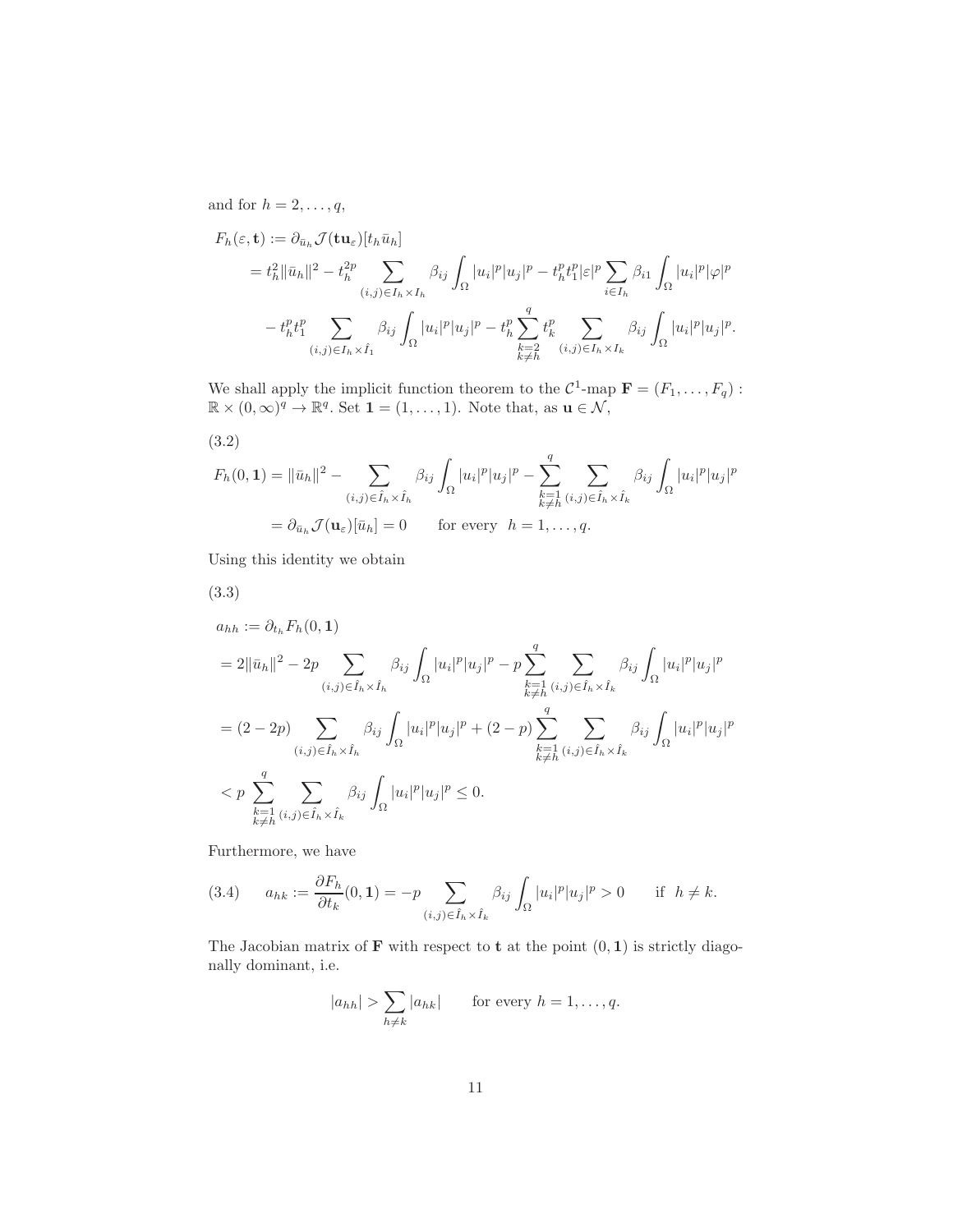and for $h = 2, \ldots, q$,

$$
\begin{aligned}
F_h(\varepsilon, \mathbf{t}) &:= \partial_{\bar{u}_h} \mathcal{J}(\mathbf{t}\mathbf{u}_\varepsilon)[t_h \bar{u}_h] \\
&= t_h^2 \|\bar{u}_h\|^2 - t_h^{2p} \sum_{(i,j) \in I_h \times I_h} \beta_{ij} \int_\Omega |u_i|^p |u_j|^p - t_h^p t_1^p |\varepsilon|^p \sum_{i \in I_h} \beta_{i1} \int_\Omega |u_i|^p |\varphi|^p \\
&\quad - t_h^p t_1^p \sum_{(i,j) \in I_h \times \hat{I}_1} \beta_{ij} \int_\Omega |u_i|^p |u_j|^p - t_h^p \sum_{\substack{k=2 \\ k \neq h}}^q t_k^p \sum_{(i,j) \in I_h \times I_k} \beta_{ij} \int_\Omega |u_i|^p |u_j|^p.
\end{aligned}
$$

We shall apply the implicit function theorem to the $\mathcal{C}^1$-map $\mathbf{F} = (F_1, \ldots, F_q) : \mathbb{R} \times (0, \infty)^q \to \mathbb{R}^q$. Set $\mathbf{1} = (1, \ldots, 1)$. Note that, as $\mathbf{u} \in \mathcal{N}$,

(3.2)

$$
\begin{aligned}
F_h(0, \mathbf{1}) &= \|\bar{u}_h\|^2 - \sum_{(i,j) \in \hat{I}_h \times \hat{I}_h} \beta_{ij} \int_\Omega |u_i|^p |u_j|^p - \sum_{\substack{k=1 \\ k \neq h}}^q \sum_{(i,j) \in \hat{I}_h \times \hat{I}_k} \beta_{ij} \int_\Omega |u_i|^p |u_j|^p \\
&= \partial_{\bar{u}_h} \mathcal{J}(\mathbf{u}_\varepsilon)[\bar{u}_h] = 0 \qquad \text{for every } \; h = 1, \ldots, q.
\end{aligned}
$$

Using this identity we obtain

(3.3)

$$
\begin{aligned}
& a_{hh} := \partial_{t_h} F_h(0, \mathbf{1}) \\
&= 2\|\bar{u}_h\|^2 - 2p \sum_{(i,j) \in \hat{I}_h \times \hat{I}_h} \beta_{ij} \int_\Omega |u_i|^p |u_j|^p - p \sum_{\substack{k=1 \\ k \neq h}}^q \sum_{(i,j) \in \hat{I}_h \times \hat{I}_k} \beta_{ij} \int_\Omega |u_i|^p |u_j|^p \\
&= (2 - 2p) \sum_{(i,j) \in \hat{I}_h \times \hat{I}_h} \beta_{ij} \int_\Omega |u_i|^p |u_j|^p + (2 - p) \sum_{\substack{k=1 \\ k \neq h}}^q \sum_{(i,j) \in \hat{I}_h \times \hat{I}_k} \beta_{ij} \int_\Omega |u_i|^p |u_j|^p \\
&< p \sum_{\substack{k=1 \\ k \neq h}}^q \sum_{(i,j) \in \hat{I}_h \times \hat{I}_k} \beta_{ij} \int_\Omega |u_i|^p |u_j|^p \leq 0.
\end{aligned}
$$

Furthermore, we have

$$
(3.4) \qquad a_{hk} := \frac{\partial F_h}{\partial t_k}(0, \mathbf{1}) = -p \sum_{(i,j) \in \hat{I}_h \times \hat{I}_k} \beta_{ij} \int_\Omega |u_i|^p |u_j|^p > 0 \qquad \text{if } \; h \neq k.
$$

The Jacobian matrix of $\mathbf{F}$ with respect to $\mathbf{t}$ at the point $(0, \mathbf{1})$ is strictly diagonally dominant, i.e.

$$
|a_{hh}| > \sum_{h \neq k} |a_{hk}| \qquad \text{for every } h = 1, \ldots, q.
$$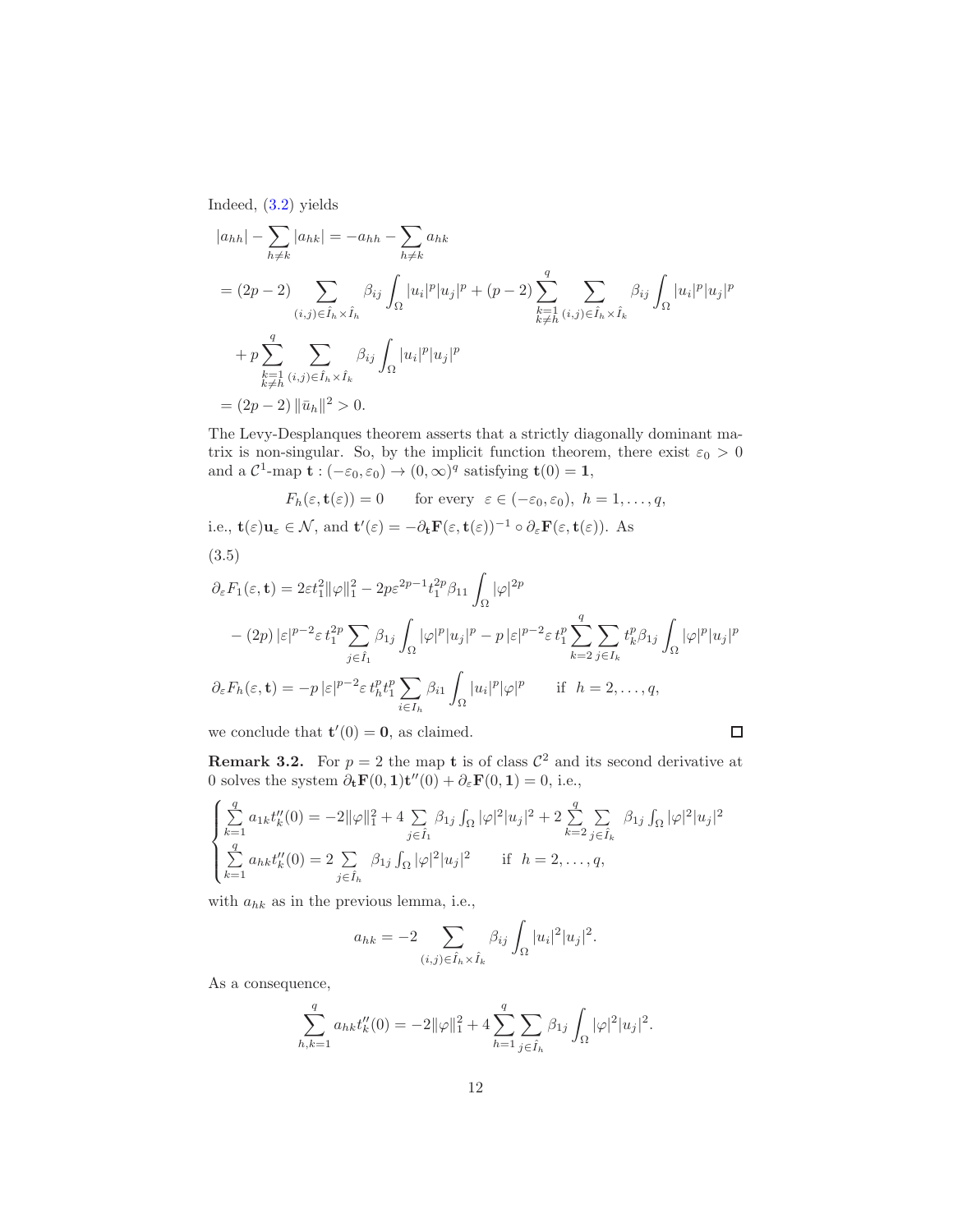Indeed, (3.2) yields

$$
\begin{aligned}
|a_{hh}| - \sum_{h\neq k} |a_{hk}| &= -a_{hh} - \sum_{h\neq k} a_{hk} \\
&= (2p-2) \sum_{(i,j)\in \hat{I}_h\times \hat{I}_h} \beta_{ij} \int_\Omega |u_i|^p |u_j|^p + (p-2) \sum_{\substack{k=1\\ k\neq h}}^{q} \sum_{(i,j)\in \hat{I}_h\times \hat{I}_k} \beta_{ij} \int_\Omega |u_i|^p |u_j|^p \\
&\quad + p \sum_{\substack{k=1\\ k\neq h}}^{q} \sum_{(i,j)\in \hat{I}_h\times \hat{I}_k} \beta_{ij} \int_\Omega |u_i|^p |u_j|^p \\
&= (2p-2)\, \|\bar{u}_h\|^2 > 0.
\end{aligned}
$$

The Levy-Desplanques theorem asserts that a strictly diagonally dominant matrix is non-singular. So, by the implicit function theorem, there exist $\varepsilon_0 > 0$ and a $\mathcal{C}^1$-map $\mathbf{t} : (-\varepsilon_0, \varepsilon_0) \to (0,\infty)^q$ satisfying $\mathbf{t}(0) = \mathbf{1}$,

$$
F_h(\varepsilon, \mathbf{t}(\varepsilon)) = 0 \qquad \text{for every } \ \varepsilon \in (-\varepsilon_0, \varepsilon_0),\ h = 1, \dots, q,
$$

i.e., $\mathbf{t}(\varepsilon)\mathbf{u}_\varepsilon \in \mathcal{N}$, and $\mathbf{t}'(\varepsilon) = -\partial_{\mathbf{t}} \mathbf{F}(\varepsilon, \mathbf{t}(\varepsilon))^{-1} \circ \partial_\varepsilon \mathbf{F}(\varepsilon, \mathbf{t}(\varepsilon))$. As

(3.5)

$$
\begin{aligned}
\partial_\varepsilon F_1(\varepsilon, \mathbf{t}) &= 2\varepsilon t_1^2 \|\varphi\|_1^2 - 2p\varepsilon^{2p-1} t_1^{2p} \beta_{11} \int_\Omega |\varphi|^{2p} \\
&\quad - (2p)\, |\varepsilon|^{p-2} \varepsilon\, t_1^{2p} \sum_{j\in \hat{I}_1} \beta_{1j} \int_\Omega |\varphi|^p |u_j|^p - p\, |\varepsilon|^{p-2} \varepsilon\, t_1^p \sum_{k=2}^{q} \sum_{j\in I_k} t_k^p \beta_{1j} \int_\Omega |\varphi|^p |u_j|^p \\
\partial_\varepsilon F_h(\varepsilon, \mathbf{t}) &= -p\, |\varepsilon|^{p-2} \varepsilon\, t_h^p t_1^p \sum_{i\in I_h} \beta_{i1} \int_\Omega |u_i|^p |\varphi|^p \qquad \text{if } \ h = 2, \dots, q,
\end{aligned}
$$

we conclude that $\mathbf{t}'(0) = \mathbf{0}$, as claimed. $\square$

**Remark 3.2.** For $p = 2$ the map $\mathbf{t}$ is of class $\mathcal{C}^2$ and its second derivative at $0$ solves the system $\partial_{\mathbf{t}} \mathbf{F}(0, \mathbf{1}) \mathbf{t}''(0) + \partial_\varepsilon \mathbf{F}(0, \mathbf{1}) = 0$, i.e.,

$$
\begin{cases}
\sum\limits_{k=1}^{q} a_{1k} t_k''(0) = -2\|\varphi\|_1^2 + 4 \sum\limits_{j\in \hat{I}_1} \beta_{1j} \int_\Omega |\varphi|^2 |u_j|^2 + 2 \sum\limits_{k=2}^{q} \sum\limits_{j\in \hat{I}_k} \beta_{1j} \int_\Omega |\varphi|^2 |u_j|^2 \\
\sum\limits_{k=1}^{q} a_{hk} t_k''(0) = 2 \sum\limits_{j\in \hat{I}_h} \beta_{1j} \int_\Omega |\varphi|^2 |u_j|^2 \qquad \text{if } \ h = 2, \dots, q,
\end{cases}
$$

with $a_{hk}$ as in the previous lemma, i.e.,

$$
a_{hk} = -2 \sum_{(i,j)\in \hat{I}_h\times \hat{I}_k} \beta_{ij} \int_\Omega |u_i|^2 |u_j|^2.
$$

As a consequence,

$$
\sum_{h,k=1}^{q} a_{hk} t_k''(0) = -2\|\varphi\|_1^2 + 4 \sum_{h=1}^{q} \sum_{j\in \hat{I}_h} \beta_{1j} \int_\Omega |\varphi|^2 |u_j|^2.
$$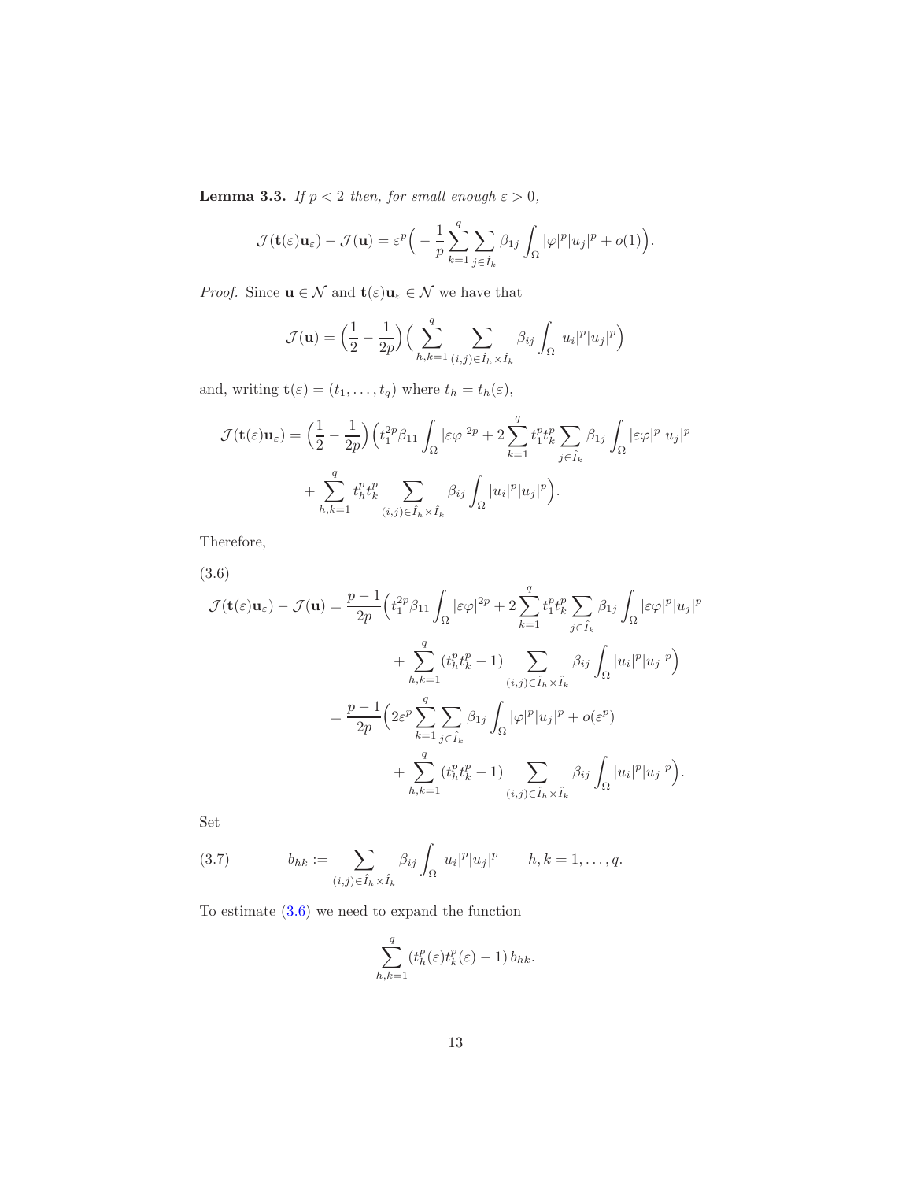**Lemma 3.3.** *If $p < 2$ then, for small enough $\varepsilon > 0$,*

$$\mathcal{J}(\mathbf{t}(\varepsilon)\mathbf{u}_\varepsilon) - \mathcal{J}(\mathbf{u}) = \varepsilon^p\Big( -\frac{1}{p}\sum_{k=1}^{q}\sum_{j\in \hat{I}_k}\beta_{1j}\int_\Omega |\varphi|^p|u_j|^p + o(1)\Big).$$

*Proof.* Since $\mathbf{u} \in \mathcal{N}$ and $\mathbf{t}(\varepsilon)\mathbf{u}_\varepsilon \in \mathcal{N}$ we have that

$$\mathcal{J}(\mathbf{u}) = \Big(\frac{1}{2} - \frac{1}{2p}\Big)\Big(\sum_{h,k=1}^{q}\sum_{(i,j)\in \hat{I}_h\times\hat{I}_k}\beta_{ij}\int_\Omega |u_i|^p|u_j|^p\Big)$$

and, writing $\mathbf{t}(\varepsilon) = (t_1, \dots, t_q)$ where $t_h = t_h(\varepsilon)$,

$$\begin{aligned}\mathcal{J}(\mathbf{t}(\varepsilon)\mathbf{u}_\varepsilon) = \Big(\frac{1}{2} - \frac{1}{2p}\Big)\Big(&t_1^{2p}\beta_{11}\int_\Omega |\varepsilon\varphi|^{2p} + 2\sum_{k=1}^{q}t_1^pt_k^p\sum_{j\in\hat{I}_k}\beta_{1j}\int_\Omega|\varepsilon\varphi|^p|u_j|^p \\ &+ \sum_{h,k=1}^{q}t_h^pt_k^p\sum_{(i,j)\in\hat{I}_h\times\hat{I}_k}\beta_{ij}\int_\Omega|u_i|^p|u_j|^p\Big).\end{aligned}$$

Therefore,

(3.6)

$$\begin{aligned}\mathcal{J}(\mathbf{t}(\varepsilon)\mathbf{u}_\varepsilon) - \mathcal{J}(\mathbf{u}) &= \frac{p-1}{2p}\Big(t_1^{2p}\beta_{11}\int_\Omega |\varepsilon\varphi|^{2p} + 2\sum_{k=1}^{q}t_1^pt_k^p\sum_{j\in\hat{I}_k}\beta_{1j}\int_\Omega|\varepsilon\varphi|^p|u_j|^p \\ &\qquad + \sum_{h,k=1}^{q}(t_h^pt_k^p - 1)\sum_{(i,j)\in\hat{I}_h\times\hat{I}_k}\beta_{ij}\int_\Omega|u_i|^p|u_j|^p\Big) \\ &= \frac{p-1}{2p}\Big(2\varepsilon^p\sum_{k=1}^{q}\sum_{j\in\hat{I}_k}\beta_{1j}\int_\Omega|\varphi|^p|u_j|^p + o(\varepsilon^p) \\ &\qquad + \sum_{h,k=1}^{q}(t_h^pt_k^p - 1)\sum_{(i,j)\in\hat{I}_h\times\hat{I}_k}\beta_{ij}\int_\Omega|u_i|^p|u_j|^p\Big).\end{aligned}$$

Set

$$b_{hk} := \sum_{(i,j)\in\hat{I}_h\times\hat{I}_k}\beta_{ij}\int_\Omega|u_i|^p|u_j|^p \qquad h,k = 1,\dots,q. \tag{3.7}$$

To estimate (3.6) we need to expand the function

$$\sum_{h,k=1}^{q}(t_h^p(\varepsilon)t_k^p(\varepsilon) - 1)\,b_{hk}.$$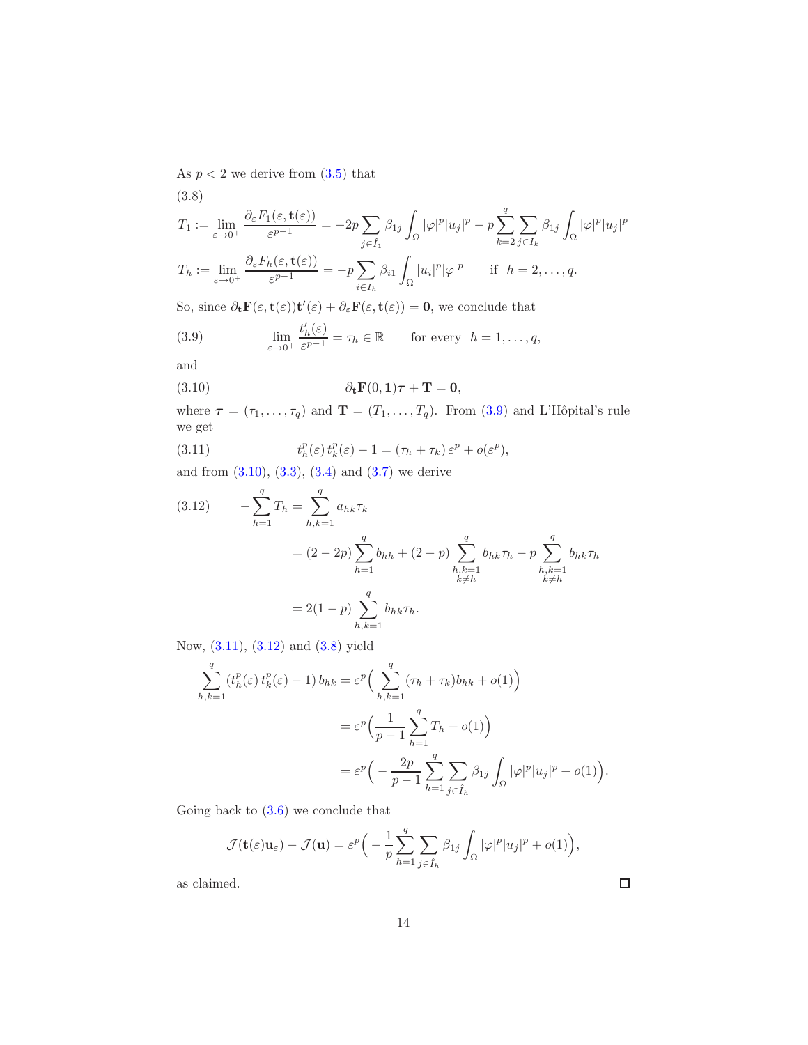As $p < 2$ we derive from (3.5) that

(3.8)

$$T_1 := \lim_{\varepsilon\to 0^+} \frac{\partial_\varepsilon F_1(\varepsilon, \mathbf{t}(\varepsilon))}{\varepsilon^{p-1}} = -2p\sum_{j\in \hat{I}_1} \beta_{1j}\int_\Omega |\varphi|^p|u_j|^p - p\sum_{k=2}^q\sum_{j\in I_k}\beta_{1j}\int_\Omega |\varphi|^p|u_j|^p$$

$$T_h := \lim_{\varepsilon\to 0^+} \frac{\partial_\varepsilon F_h(\varepsilon, \mathbf{t}(\varepsilon))}{\varepsilon^{p-1}} = -p\sum_{i\in I_h}\beta_{i1}\int_\Omega |u_i|^p|\varphi|^p \qquad \text{if } \ h = 2,\dots,q.$$

So, since $\partial_{\mathbf{t}}\mathbf{F}(\varepsilon,\mathbf{t}(\varepsilon))\mathbf{t}'(\varepsilon) + \partial_\varepsilon\mathbf{F}(\varepsilon,\mathbf{t}(\varepsilon)) = \mathbf{0}$, we conclude that

$$\lim_{\varepsilon\to 0^+}\frac{t_h'(\varepsilon)}{\varepsilon^{p-1}} = \tau_h \in \mathbb{R} \qquad \text{for every } \ h = 1,\dots,q, \tag{3.9}$$

and

$$\partial_{\mathbf{t}}\mathbf{F}(0,\mathbf{1})\boldsymbol{\tau} + \mathbf{T} = \mathbf{0}, \tag{3.10}$$

where $\boldsymbol{\tau} = (\tau_1,\dots,\tau_q)$ and $\mathbf{T} = (T_1,\dots,T_q)$. From (3.9) and L'Hôpital's rule we get

$$t_h^p(\varepsilon)\, t_k^p(\varepsilon) - 1 = (\tau_h + \tau_k)\,\varepsilon^p + o(\varepsilon^p), \tag{3.11}$$

and from (3.10), (3.3), (3.4) and (3.7) we derive

$$\begin{aligned}
-\sum_{h=1}^q T_h &= \sum_{h,k=1}^q a_{hk}\tau_k \\
&= (2-2p)\sum_{h=1}^q b_{hh} + (2-p)\sum_{\substack{h,k=1\\k\neq h}}^q b_{hk}\tau_h - p\sum_{\substack{h,k=1\\k\neq h}}^q b_{hk}\tau_h \\
&= 2(1-p)\sum_{h,k=1}^q b_{hk}\tau_h.
\end{aligned} \tag{3.12}$$

Now, (3.11), (3.12) and (3.8) yield

$$\begin{aligned}
\sum_{h,k=1}^q (t_h^p(\varepsilon)\, t_k^p(\varepsilon) - 1)\, b_{hk} &= \varepsilon^p\Big(\sum_{h,k=1}^q (\tau_h + \tau_k) b_{hk} + o(1)\Big) \\
&= \varepsilon^p\Big(\frac{1}{p-1}\sum_{h=1}^q T_h + o(1)\Big) \\
&= \varepsilon^p\Big(-\frac{2p}{p-1}\sum_{h=1}^q\sum_{j\in\hat{I}_h}\beta_{1j}\int_\Omega |\varphi|^p|u_j|^p + o(1)\Big).
\end{aligned}$$

Going back to (3.6) we conclude that

$$\mathcal{J}(\mathbf{t}(\varepsilon)\mathbf{u}_\varepsilon) - \mathcal{J}(\mathbf{u}) = \varepsilon^p\Big(-\frac{1}{p}\sum_{h=1}^q\sum_{j\in\hat{I}_h}\beta_{1j}\int_\Omega |\varphi|^p|u_j|^p + o(1)\Big),$$

as claimed. □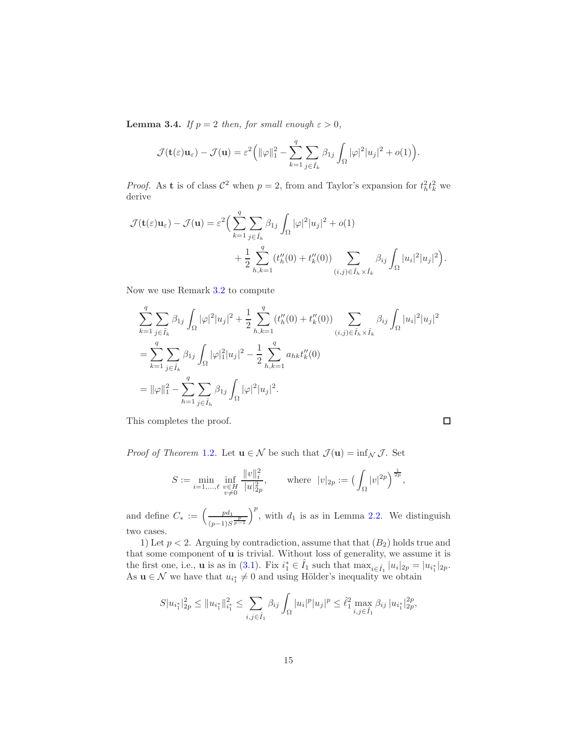**Lemma 3.4.** *If $p = 2$ then, for small enough $\varepsilon > 0$,*

$$\mathcal{J}(\mathbf{t}(\varepsilon)\mathbf{u}_\varepsilon) - \mathcal{J}(\mathbf{u}) = \varepsilon^2\Big(\|\varphi\|_1^2 - \sum_{k=1}^{q}\sum_{j\in\hat{I}_k}\beta_{1j}\int_\Omega|\varphi|^2|u_j|^2 + o(1)\Big).$$

*Proof.* As $\mathbf{t}$ is of class $\mathcal{C}^2$ when $p=2$, from and Taylor's expansion for $t_h^2 t_k^2$ we derive

$$\begin{aligned}\mathcal{J}(\mathbf{t}(\varepsilon)\mathbf{u}_\varepsilon) - \mathcal{J}(\mathbf{u}) = \varepsilon^2\Big(&\sum_{k=1}^{q}\sum_{j\in\hat{I}_k}\beta_{1j}\int_\Omega|\varphi|^2|u_j|^2 + o(1)\\ &+ \frac{1}{2}\sum_{h,k=1}^{q}(t_h''(0)+t_k''(0))\sum_{(i,j)\in\hat{I}_h\times\hat{I}_k}\beta_{ij}\int_\Omega|u_i|^2|u_j|^2\Big).\end{aligned}$$

Now we use Remark 3.2 to compute

$$\begin{aligned}&\sum_{k=1}^{q}\sum_{j\in\hat{I}_k}\beta_{1j}\int_\Omega|\varphi|^2|u_j|^2 + \frac{1}{2}\sum_{h,k=1}^{q}(t_h''(0)+t_k''(0))\sum_{(i,j)\in\hat{I}_h\times\hat{I}_k}\beta_{ij}\int_\Omega|u_i|^2|u_j|^2\\ &= \sum_{k=1}^{q}\sum_{j\in\hat{I}_k}\beta_{1j}\int_\Omega|\varphi|_1^2|u_j|^2 - \frac{1}{2}\sum_{h,k=1}^{q}a_{hk}t_k''(0)\\ &= \|\varphi\|_1^2 - \sum_{h=1}^{q}\sum_{j\in\hat{I}_h}\beta_{1j}\int_\Omega|\varphi|^2|u_j|^2.\end{aligned}$$

This completes the proof. $\square$

*Proof of Theorem 1.2.* Let $\mathbf{u}\in\mathcal{N}$ be such that $\mathcal{J}(\mathbf{u}) = \inf_{\mathcal{N}}\mathcal{J}$. Set

$$S := \min_{i=1,\dots,\ell}\inf_{\substack{v\in H\\ v\neq 0}}\frac{\|v\|_i^2}{|u|_{2p}^2}, \qquad \text{where } \ |v|_{2p} := \Big(\int_\Omega|v|^{2p}\Big)^{\frac{1}{2p}},$$

and define $C_* := \Big(\frac{pd_1}{(p-1)S^{\frac{p}{p-1}}}\Big)^p$, with $d_1$ is as in Lemma 2.2. We distinguish two cases.

1) Let $p<2$. Arguing by contradiction, assume that that $(B_2)$ holds true and that some component of $\mathbf{u}$ is trivial. Without loss of generality, we assume it is the first one, i.e., $\mathbf{u}$ is as in (3.1). Fix $i_1^*\in\hat{I}_1$ such that $\max_{i\in\hat{I}_1}|u_i|_{2p} = |u_{i_1^*}|_{2p}$. As $\mathbf{u}\in\mathcal{N}$ we have that $u_{i_1^*}\neq 0$ and using Hölder's inequality we obtain

$$S|u_{i_1^*}|_{2p}^2 \le \|u_{i_1^*}\|_{i_1^*}^2 \le \sum_{i,j\in\hat{I}_1}\beta_{ij}\int_\Omega|u_i|^p|u_j|^p \le \hat{\ell}_1^2\max_{i,j\in\hat{I}_1}\beta_{ij}\,|u_{i_1^*}|_{2p}^{2p},$$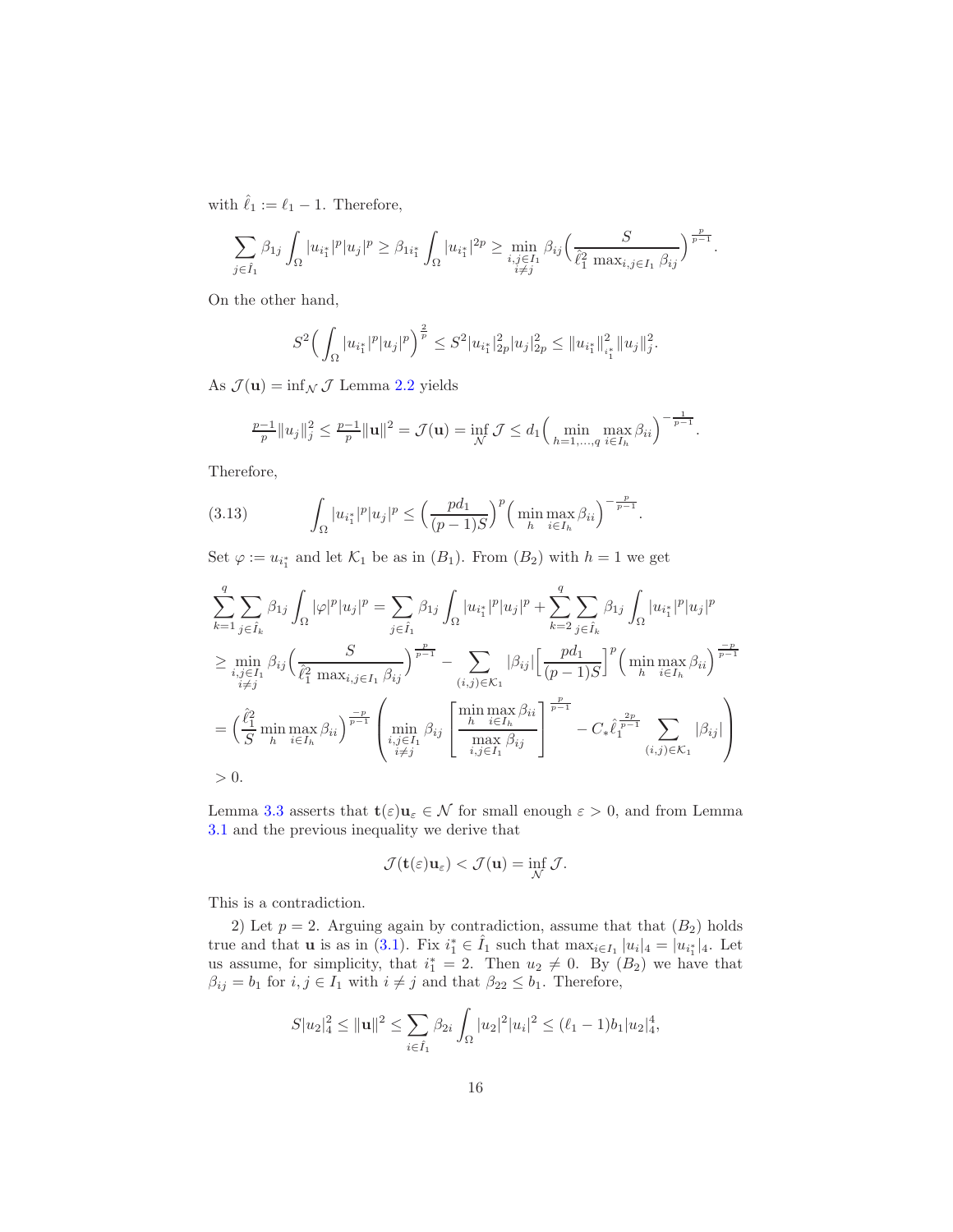with $\hat{\ell}_1 := \ell_1 - 1$. Therefore,

$$\sum_{j\in\hat{I}_1} \beta_{1j} \int_\Omega |u_{i_1^*}|^p |u_j|^p \geq \beta_{1i_1^*} \int_\Omega |u_{i_1^*}|^{2p} \geq \min_{\substack{i,j\in I_1\\ i\neq j}} \beta_{ij} \Big( \frac{S}{\hat{\ell}_1^2 \max_{i,j\in I_1} \beta_{ij}} \Big)^{\frac{p}{p-1}}.$$

On the other hand,

$$S^2 \Big( \int_\Omega |u_{i_1^*}|^p |u_j|^p \Big)^{\frac{2}{p}} \leq S^2 |u_{i_1^*}|_{2p}^2 |u_j|_{2p}^2 \leq \|u_{i_1^*}\|_{i_1^*}^2 \|u_j\|_j^2.$$

As $\mathcal{J}(\mathbf{u}) = \inf_{\mathcal{N}} \mathcal{J}$ Lemma 2.2 yields

$$\tfrac{p-1}{p} \|u_j\|_j^2 \leq \tfrac{p-1}{p} \|\mathbf{u}\|^2 = \mathcal{J}(\mathbf{u}) = \inf_{\mathcal{N}} \mathcal{J} \leq d_1 \Big( \min_{h=1,\dots,q} \max_{i\in I_h} \beta_{ii} \Big)^{-\frac{1}{p-1}}.$$

Therefore,

$$\int_\Omega |u_{i_1^*}|^p |u_j|^p \leq \Big( \frac{pd_1}{(p-1)S} \Big)^p \Big( \min_h \max_{i\in I_h} \beta_{ii} \Big)^{-\frac{p}{p-1}}. \tag{3.13}$$

Set $\varphi := u_{i_1^*}$ and let $\mathcal{K}_1$ be as in $(B_1)$. From $(B_2)$ with $h = 1$ we get

$$\begin{aligned}
&\sum_{k=1}^q \sum_{j\in\hat{I}_k} \beta_{1j} \int_\Omega |\varphi|^p |u_j|^p = \sum_{j\in\hat{I}_1} \beta_{1j} \int_\Omega |u_{i_1^*}|^p |u_j|^p + \sum_{k=2}^q \sum_{j\in\hat{I}_k} \beta_{1j} \int_\Omega |u_{i_1^*}|^p |u_j|^p \\
&\geq \min_{\substack{i,j\in I_1\\ i\neq j}} \beta_{ij} \Big( \frac{S}{\hat{\ell}_1^2 \max_{i,j\in I_1} \beta_{ij}} \Big)^{\frac{p}{p-1}} - \sum_{(i,j)\in\mathcal{K}_1} |\beta_{ij}| \Big[ \frac{pd_1}{(p-1)S} \Big]^p \Big( \min_h \max_{i\in I_h} \beta_{ii} \Big)^{\frac{-p}{p-1}} \\
&= \Big( \frac{\hat{\ell}_1^2}{S} \min_h \max_{i\in I_h} \beta_{ii} \Big)^{\frac{-p}{p-1}} \left( \min_{\substack{i,j\in I_1\\ i\neq j}} \beta_{ij} \left[ \frac{\min_h \max_{i\in I_h} \beta_{ii}}{\max_{i,j\in I_1} \beta_{ij}} \right]^{\frac{p}{p-1}} - C_* \hat{\ell}_1^{\frac{2p}{p-1}} \sum_{(i,j)\in\mathcal{K}_1} |\beta_{ij}| \right) \\
&> 0.
\end{aligned}$$

Lemma 3.3 asserts that $\mathbf{t}(\varepsilon)\mathbf{u}_\varepsilon \in \mathcal{N}$ for small enough $\varepsilon > 0$, and from Lemma 3.1 and the previous inequality we derive that

$$\mathcal{J}(\mathbf{t}(\varepsilon)\mathbf{u}_\varepsilon) < \mathcal{J}(\mathbf{u}) = \inf_{\mathcal{N}} \mathcal{J}.$$

This is a contradiction.

2) Let $p = 2$. Arguing again by contradiction, assume that that $(B_2)$ holds true and that $\mathbf{u}$ is as in (3.1). Fix $i_1^* \in \hat{I}_1$ such that $\max_{i\in I_1} |u_i|_4 = |u_{i_1^*}|_4$. Let us assume, for simplicity, that $i_1^* = 2$. Then $u_2 \neq 0$. By $(B_2)$ we have that $\beta_{ij} = b_1$ for $i, j \in I_1$ with $i \neq j$ and that $\beta_{22} \leq b_1$. Therefore,

$$S|u_2|_4^2 \leq \|\mathbf{u}\|^2 \leq \sum_{i\in\hat{I}_1} \beta_{2i} \int_\Omega |u_2|^2 |u_i|^2 \leq (\ell_1 - 1) b_1 |u_2|_4^4,$$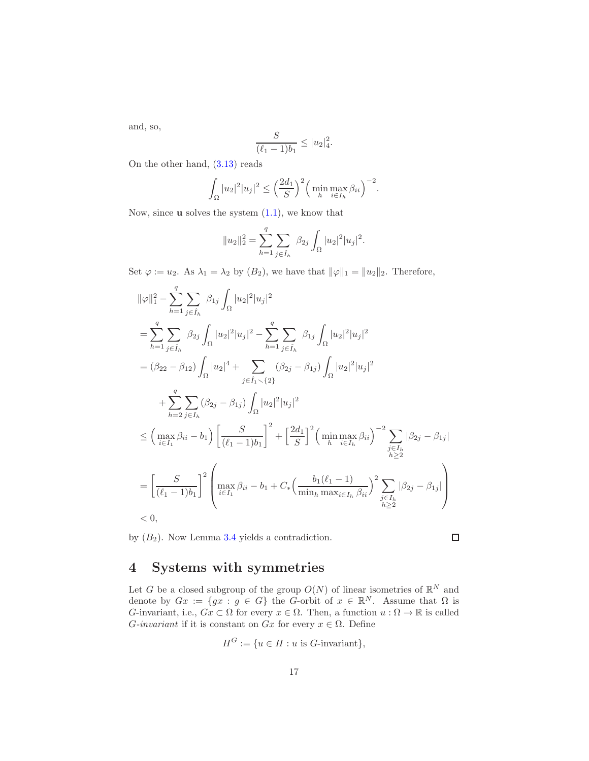and, so,

$$\frac{S}{(\ell_1 - 1)b_1} \leq |u_2|_4^2.$$

On the other hand, (3.13) reads

$$\int_\Omega |u_2|^2|u_j|^2 \leq \Big(\frac{2d_1}{S}\Big)^2 \Big(\min_h \max_{i\in I_h} \beta_{ii}\Big)^{-2}.$$

Now, since $\mathbf{u}$ solves the system (1.1), we know that

$$\|u_2\|_2^2 = \sum_{h=1}^q \sum_{j\in \hat{I}_h} \beta_{2j} \int_\Omega |u_2|^2|u_j|^2.$$

Set $\varphi := u_2$. As $\lambda_1 = \lambda_2$ by $(B_2)$, we have that $\|\varphi\|_1 = \|u_2\|_2$. Therefore,

$$\begin{aligned}
&\|\varphi\|_1^2 - \sum_{h=1}^q \sum_{j\in \hat{I}_h} \beta_{1j} \int_\Omega |u_2|^2|u_j|^2 \\
&= \sum_{h=1}^q \sum_{j\in \hat{I}_h} \beta_{2j} \int_\Omega |u_2|^2|u_j|^2 - \sum_{h=1}^q \sum_{j\in \hat{I}_h} \beta_{1j} \int_\Omega |u_2|^2|u_j|^2 \\
&= (\beta_{22} - \beta_{12}) \int_\Omega |u_2|^4 + \sum_{j\in \hat{I}_1\smallsetminus\{2\}} (\beta_{2j} - \beta_{1j}) \int_\Omega |u_2|^2|u_j|^2 \\
&\quad + \sum_{h=2}^q \sum_{j\in I_h} (\beta_{2j} - \beta_{1j}) \int_\Omega |u_2|^2|u_j|^2 \\
&\leq \Big(\max_{i\in I_1} \beta_{ii} - b_1\Big)\left[\frac{S}{(\ell_1-1)b_1}\right]^2 + \left[\frac{2d_1}{S}\right]^2 \Big(\min_h \max_{i\in I_h} \beta_{ii}\Big)^{-2} \sum_{\substack{j\in I_h\\ h\geq 2}} |\beta_{2j} - \beta_{1j}| \\
&= \left[\frac{S}{(\ell_1-1)b_1}\right]^2 \left(\max_{i\in I_1}\beta_{ii} - b_1 + C_*\Big(\frac{b_1(\ell_1-1)}{\min_h \max_{i\in I_h}\beta_{ii}}\Big)^2 \sum_{\substack{j\in I_h\\ h\geq 2}} |\beta_{2j} - \beta_{1j}|\right) \\
&< 0,
\end{aligned}$$

by $(B_2)$. Now Lemma 3.4 yields a contradiction. □

# 4 Systems with symmetries

Let $G$ be a closed subgroup of the group $O(N)$ of linear isometries of $\mathbb{R}^N$ and denote by $Gx := \{gx : g \in G\}$ the $G$-orbit of $x \in \mathbb{R}^N$. Assume that $\Omega$ is $G$-invariant, i.e., $Gx \subset \Omega$ for every $x \in \Omega$. Then, a function $u : \Omega \to \mathbb{R}$ is called *$G$-invariant* if it is constant on $Gx$ for every $x \in \Omega$. Define

$$H^G := \{u \in H : u \text{ is } G\text{-invariant}\},$$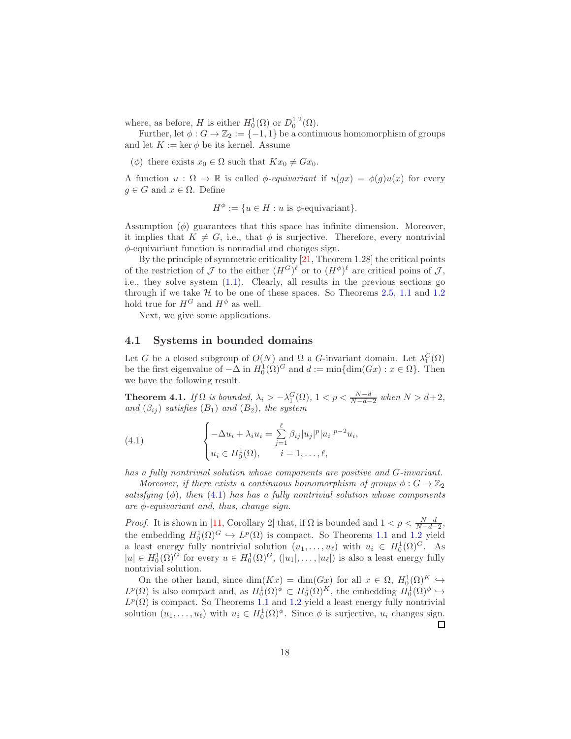where, as before, $H$ is either $H_0^1(\Omega)$ or $D_0^{1,2}(\Omega)$.

Further, let $\phi : G \to \mathbb{Z}_2 := \{-1, 1\}$ be a continuous homomorphism of groups and let $K := \ker \phi$ be its kernel. Assume

($\phi$) there exists $x_0 \in \Omega$ such that $Kx_0 \neq Gx_0$.

A function $u : \Omega \to \mathbb{R}$ is called *$\phi$-equivariant* if $u(gx) = \phi(g)u(x)$ for every $g \in G$ and $x \in \Omega$. Define

$$H^\phi := \{u \in H : u \text{ is } \phi\text{-equivariant}\}.$$

Assumption ($\phi$) guarantees that this space has infinite dimension. Moreover, it implies that $K \neq G$, i.e., that $\phi$ is surjective. Therefore, every nontrivial $\phi$-equivariant function is nonradial and changes sign.

By the principle of symmetric criticality [21, Theorem 1.28] the critical points of the restriction of $\mathcal{J}$ to the either $(H^G)^\ell$ or to $(H^\phi)^\ell$ are critical poins of $\mathcal{J}$, i.e., they solve system (1.1). Clearly, all results in the previous sections go through if we take $\mathcal{H}$ to be one of these spaces. So Theorems 2.5, 1.1 and 1.2 hold true for $H^G$ and $H^\phi$ as well.

Next, we give some applications.

## 4.1 Systems in bounded domains

Let $G$ be a closed subgroup of $O(N)$ and $\Omega$ a $G$-invariant domain. Let $\lambda_1^G(\Omega)$ be the first eigenvalue of $-\Delta$ in $H_0^1(\Omega)^G$ and $d := \min\{\dim(Gx) : x \in \Omega\}$. Then we have the following result.

**Theorem 4.1.** *If $\Omega$ is bounded, $\lambda_i > -\lambda_1^G(\Omega)$, $1 < p < \frac{N-d}{N-d-2}$ when $N > d+2$, and $(\beta_{ij})$ satisfies $(B_1)$ and $(B_2)$, the system*

$$\begin{cases} -\Delta u_i + \lambda_i u_i = \sum\limits_{j=1}^{\ell} \beta_{ij}|u_j|^p|u_i|^{p-2}u_i, \\ u_i \in H_0^1(\Omega), \qquad i = 1, \dots, \ell, \end{cases} \tag{4.1}$$

*has a fully nontrivial solution whose components are positive and $G$-invariant.*

*Moreover, if there exists a continuous homomorphism of groups $\phi : G \to \mathbb{Z}_2$ satisfying ($\phi$), then (4.1) has has a fully nontrivial solution whose components are $\phi$-equivariant and, thus, change sign.*

*Proof.* It is shown in [11, Corollary 2] that, if $\Omega$ is bounded and $1 < p < \frac{N-d}{N-d-2}$, the embedding $H_0^1(\Omega)^G \hookrightarrow L^p(\Omega)$ is compact. So Theorems 1.1 and 1.2 yield a least energy fully nontrivial solution $(u_1, \dots, u_\ell)$ with $u_i \in H_0^1(\Omega)^G$. As $|u| \in H_0^1(\Omega)^G$ for every $u \in H_0^1(\Omega)^G$, $(|u_1|, \dots, |u_\ell|)$ is also a least energy fully nontrivial solution.

On the other hand, since $\dim(Kx) = \dim(Gx)$ for all $x \in \Omega$, $H_0^1(\Omega)^K \hookrightarrow L^p(\Omega)$ is also compact and, as $H_0^1(\Omega)^\phi \subset H_0^1(\Omega)^K$, the embedding $H_0^1(\Omega)^\phi \hookrightarrow L^p(\Omega)$ is compact. So Theorems 1.1 and 1.2 yield a least energy fully nontrivial solution $(u_1, \dots, u_\ell)$ with $u_i \in H_0^1(\Omega)^\phi$. Since $\phi$ is surjective, $u_i$ changes sign. $\square$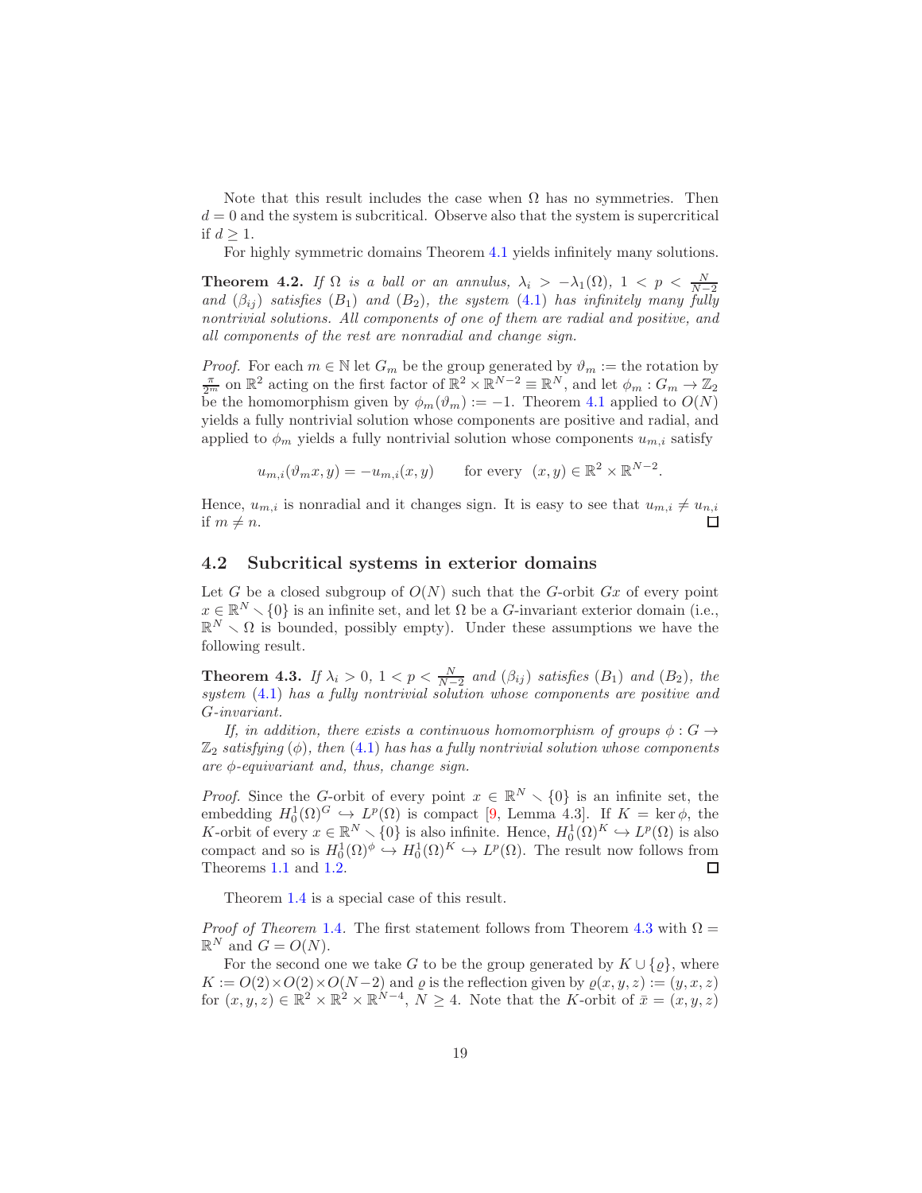Note that this result includes the case when $\Omega$ has no symmetries. Then $d = 0$ and the system is subcritical. Observe also that the system is supercritical if $d \geq 1$.

For highly symmetric domains Theorem 4.1 yields infinitely many solutions.

**Theorem 4.2.** *If $\Omega$ is a ball or an annulus, $\lambda_i > -\lambda_1(\Omega)$, $1 < p < \frac{N}{N-2}$ and $(\beta_{ij})$ satisfies $(B_1)$ and $(B_2)$, the system (4.1) has infinitely many fully nontrivial solutions. All components of one of them are radial and positive, and all components of the rest are nonradial and change sign.*

*Proof.* For each $m \in \mathbb{N}$ let $G_m$ be the group generated by $\vartheta_m :=$ the rotation by $\frac{\pi}{2^m}$ on $\mathbb{R}^2$ acting on the first factor of $\mathbb{R}^2 \times \mathbb{R}^{N-2} \equiv \mathbb{R}^N$, and let $\phi_m : G_m \to \mathbb{Z}_2$ be the homomorphism given by $\phi_m(\vartheta_m) := -1$. Theorem 4.1 applied to $O(N)$ yields a fully nontrivial solution whose components are positive and radial, and applied to $\phi_m$ yields a fully nontrivial solution whose components $u_{m,i}$ satisfy

$$u_{m,i}(\vartheta_m x, y) = -u_{m,i}(x,y) \qquad \text{for every } \ (x,y) \in \mathbb{R}^2 \times \mathbb{R}^{N-2}.$$

Hence, $u_{m,i}$ is nonradial and it changes sign. It is easy to see that $u_{m,i} \neq u_{n,i}$ if $m \neq n$. □

## 4.2 Subcritical systems in exterior domains

Let $G$ be a closed subgroup of $O(N)$ such that the $G$-orbit $Gx$ of every point $x \in \mathbb{R}^N \smallsetminus \{0\}$ is an infinite set, and let $\Omega$ be a $G$-invariant exterior domain (i.e., $\mathbb{R}^N \smallsetminus \Omega$ is bounded, possibly empty). Under these assumptions we have the following result.

**Theorem 4.3.** *If $\lambda_i > 0$, $1 < p < \frac{N}{N-2}$ and $(\beta_{ij})$ satisfies $(B_1)$ and $(B_2)$, the system (4.1) has a fully nontrivial solution whose components are positive and $G$-invariant.*

*If, in addition, there exists a continuous homomorphism of groups $\phi : G \to \mathbb{Z}_2$ satisfying $(\phi)$, then (4.1) has has a fully nontrivial solution whose components are $\phi$-equivariant and, thus, change sign.*

*Proof.* Since the $G$-orbit of every point $x \in \mathbb{R}^N \smallsetminus \{0\}$ is an infinite set, the embedding $H_0^1(\Omega)^G \hookrightarrow L^p(\Omega)$ is compact [9, Lemma 4.3]. If $K = \ker \phi$, the $K$-orbit of every $x \in \mathbb{R}^N \smallsetminus \{0\}$ is also infinite. Hence, $H_0^1(\Omega)^K \hookrightarrow L^p(\Omega)$ is also compact and so is $H_0^1(\Omega)^\phi \hookrightarrow H_0^1(\Omega)^K \hookrightarrow L^p(\Omega)$. The result now follows from Theorems 1.1 and 1.2. □

Theorem 1.4 is a special case of this result.

*Proof of Theorem 1.4.* The first statement follows from Theorem 4.3 with $\Omega = \mathbb{R}^N$ and $G = O(N)$.

For the second one we take $G$ to be the group generated by $K \cup \{\varrho\}$, where $K := O(2) \times O(2) \times O(N-2)$ and $\varrho$ is the reflection given by $\varrho(x,y,z) := (y,x,z)$ for $(x,y,z) \in \mathbb{R}^2 \times \mathbb{R}^2 \times \mathbb{R}^{N-4}$, $N \geq 4$. Note that the $K$-orbit of $\bar{x} = (x,y,z)$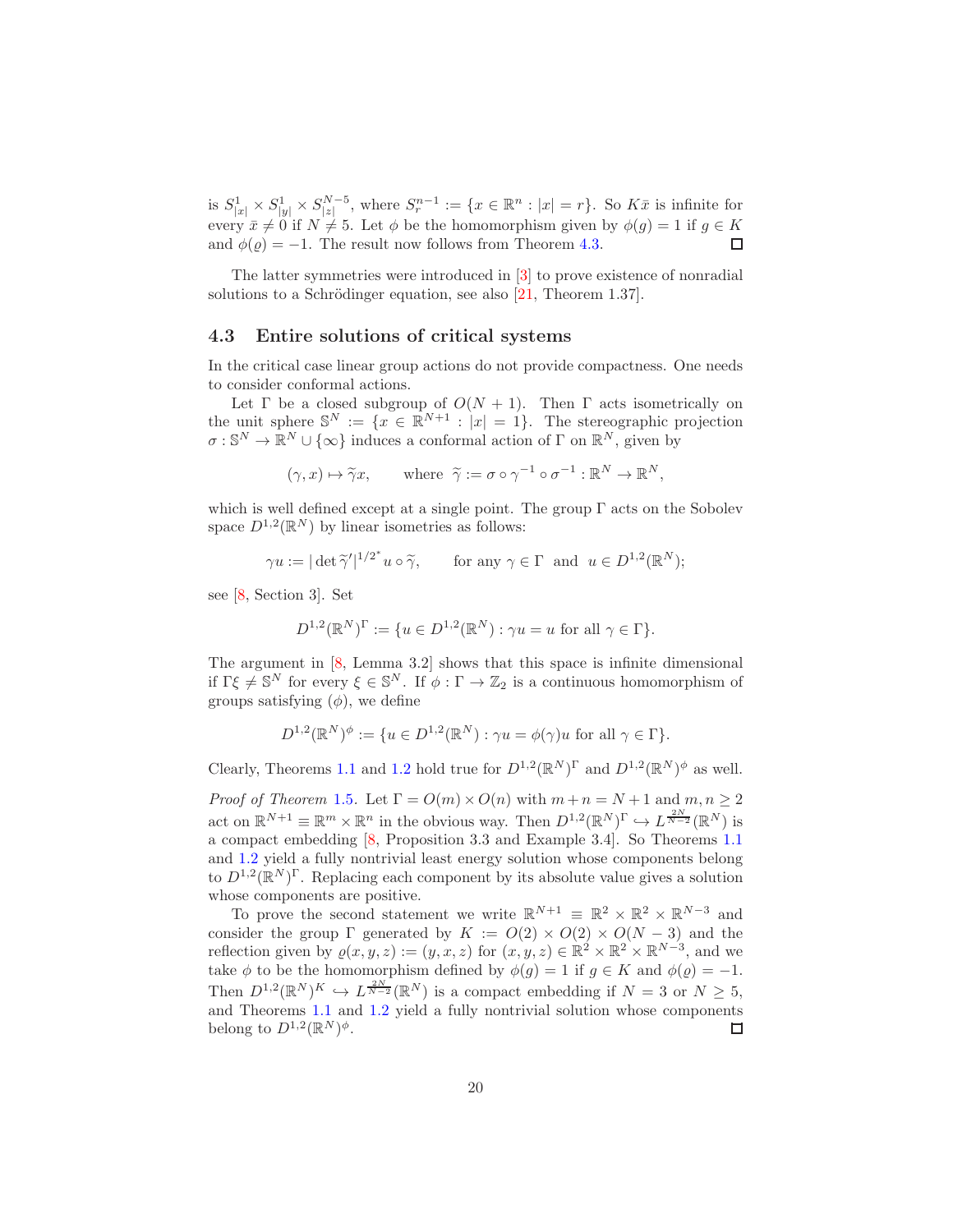is $S^1_{|x|} \times S^1_{|y|} \times S^{N-5}_{|z|}$, where $S^{n-1}_r := \{x \in \mathbb{R}^n : |x| = r\}$. So $K\bar{x}$ is infinite for every $\bar{x} \neq 0$ if $N \neq 5$. Let $\phi$ be the homomorphism given by $\phi(g) = 1$ if $g \in K$ and $\phi(\varrho) = -1$. The result now follows from Theorem 4.3. ◻

The latter symmetries were introduced in [3] to prove existence of nonradial solutions to a Schrödinger equation, see also [21, Theorem 1.37].

### 4.3 Entire solutions of critical systems

In the critical case linear group actions do not provide compactness. One needs to consider conformal actions.

Let $\Gamma$ be a closed subgroup of $O(N+1)$. Then $\Gamma$ acts isometrically on the unit sphere $\mathbb{S}^N := \{x \in \mathbb{R}^{N+1} : |x| = 1\}$. The stereographic projection $\sigma : \mathbb{S}^N \to \mathbb{R}^N \cup \{\infty\}$ induces a conformal action of $\Gamma$ on $\mathbb{R}^N$, given by

$$(\gamma, x) \mapsto \widetilde{\gamma} x, \qquad \text{where } \widetilde{\gamma} := \sigma \circ \gamma^{-1} \circ \sigma^{-1} : \mathbb{R}^N \to \mathbb{R}^N,$$

which is well defined except at a single point. The group $\Gamma$ acts on the Sobolev space $D^{1,2}(\mathbb{R}^N)$ by linear isometries as follows:

$$\gamma u := |\det \widetilde{\gamma}'|^{1/2^*} u \circ \widetilde{\gamma}, \qquad \text{for any } \gamma \in \Gamma \text{ and } u \in D^{1,2}(\mathbb{R}^N);$$

see [8, Section 3]. Set

$$D^{1,2}(\mathbb{R}^N)^\Gamma := \{u \in D^{1,2}(\mathbb{R}^N) : \gamma u = u \text{ for all } \gamma \in \Gamma\}.$$

The argument in [8, Lemma 3.2] shows that this space is infinite dimensional if $\Gamma\xi \neq \mathbb{S}^N$ for every $\xi \in \mathbb{S}^N$. If $\phi : \Gamma \to \mathbb{Z}_2$ is a continuous homomorphism of groups satisfying ($\phi$), we define

$$D^{1,2}(\mathbb{R}^N)^\phi := \{u \in D^{1,2}(\mathbb{R}^N) : \gamma u = \phi(\gamma) u \text{ for all } \gamma \in \Gamma\}.$$

Clearly, Theorems 1.1 and 1.2 hold true for $D^{1,2}(\mathbb{R}^N)^\Gamma$ and $D^{1,2}(\mathbb{R}^N)^\phi$ as well.

*Proof of Theorem 1.5.* Let $\Gamma = O(m) \times O(n)$ with $m + n = N + 1$ and $m, n \geq 2$ act on $\mathbb{R}^{N+1} \equiv \mathbb{R}^m \times \mathbb{R}^n$ in the obvious way. Then $D^{1,2}(\mathbb{R}^N)^\Gamma \hookrightarrow L^{\frac{2N}{N-2}}(\mathbb{R}^N)$ is a compact embedding [8, Proposition 3.3 and Example 3.4]. So Theorems 1.1 and 1.2 yield a fully nontrivial least energy solution whose components belong to $D^{1,2}(\mathbb{R}^N)^\Gamma$. Replacing each component by its absolute value gives a solution whose components are positive.

To prove the second statement we write $\mathbb{R}^{N+1} \equiv \mathbb{R}^2 \times \mathbb{R}^2 \times \mathbb{R}^{N-3}$ and consider the group $\Gamma$ generated by $K := O(2) \times O(2) \times O(N-3)$ and the reflection given by $\varrho(x, y, z) := (y, x, z)$ for $(x, y, z) \in \mathbb{R}^2 \times \mathbb{R}^2 \times \mathbb{R}^{N-3}$, and we take $\phi$ to be the homomorphism defined by $\phi(g) = 1$ if $g \in K$ and $\phi(\varrho) = -1$. Then $D^{1,2}(\mathbb{R}^N)^K \hookrightarrow L^{\frac{2N}{N-2}}(\mathbb{R}^N)$ is a compact embedding if $N = 3$ or $N \geq 5$, and Theorems 1.1 and 1.2 yield a fully nontrivial solution whose components belong to $D^{1,2}(\mathbb{R}^N)^\phi$. ◻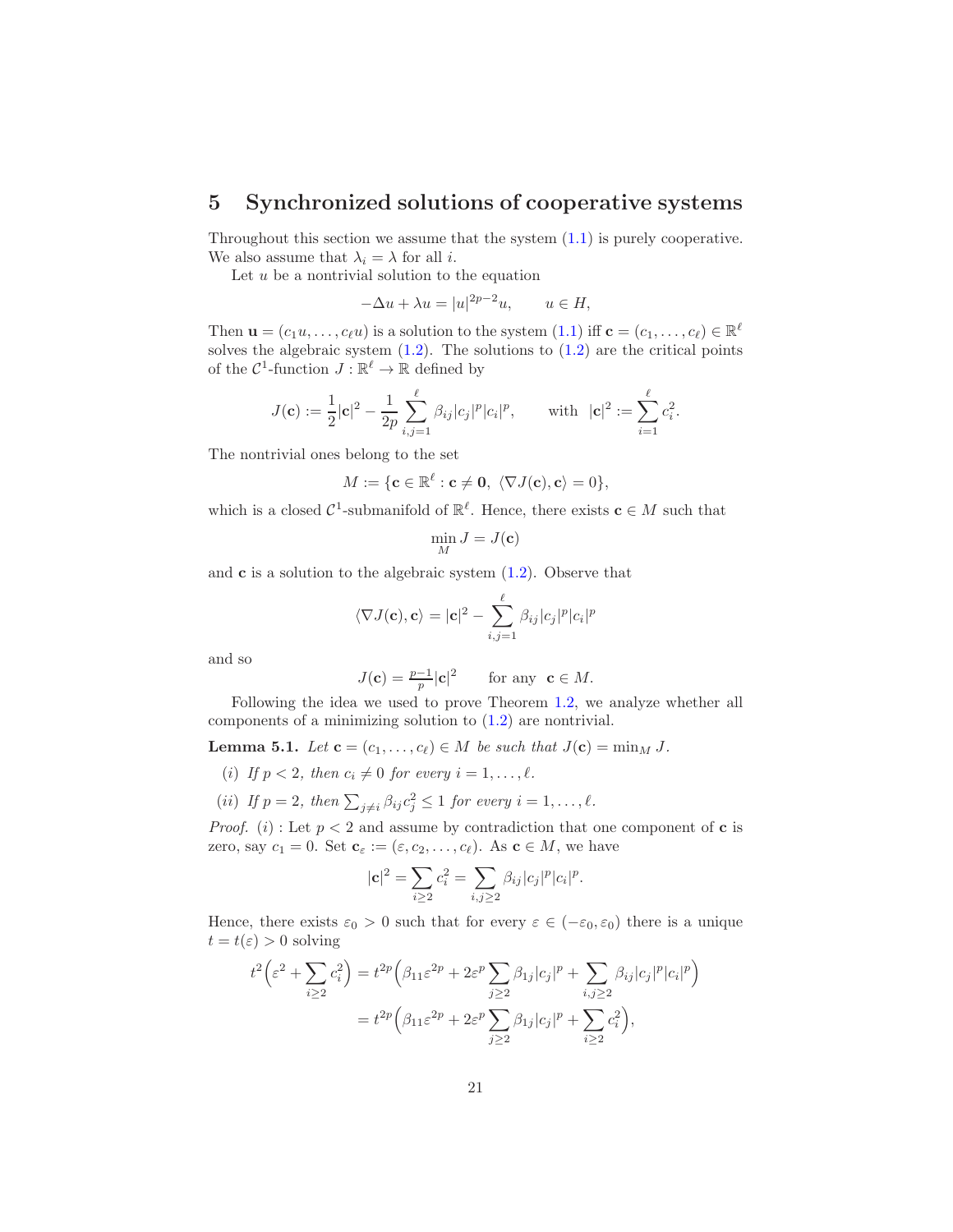## 5 Synchronized solutions of cooperative systems

Throughout this section we assume that the system (1.1) is purely cooperative. We also assume that $\lambda_i = \lambda$ for all $i$.

Let $u$ be a nontrivial solution to the equation

$$-\Delta u + \lambda u = |u|^{2p-2}u, \qquad u \in H,$$

Then $\mathbf{u} = (c_1 u, \dots, c_\ell u)$ is a solution to the system (1.1) iff $\mathbf{c} = (c_1, \dots, c_\ell) \in \mathbb{R}^\ell$ solves the algebraic system (1.2). The solutions to (1.2) are the critical points of the $\mathcal{C}^1$-function $J : \mathbb{R}^\ell \to \mathbb{R}$ defined by

$$J(\mathbf{c}) := \frac{1}{2}|\mathbf{c}|^2 - \frac{1}{2p}\sum_{i,j=1}^{\ell} \beta_{ij}|c_j|^p|c_i|^p, \qquad \text{with } \; |\mathbf{c}|^2 := \sum_{i=1}^{\ell} c_i^2.$$

The nontrivial ones belong to the set

$$M := \{\mathbf{c} \in \mathbb{R}^\ell : \mathbf{c} \neq \mathbf{0}, \; \langle \nabla J(\mathbf{c}), \mathbf{c}\rangle = 0\},$$

which is a closed $\mathcal{C}^1$-submanifold of $\mathbb{R}^\ell$. Hence, there exists $\mathbf{c} \in M$ such that

$$\min_M J = J(\mathbf{c})$$

and $\mathbf{c}$ is a solution to the algebraic system (1.2). Observe that

$$\langle \nabla J(\mathbf{c}), \mathbf{c}\rangle = |\mathbf{c}|^2 - \sum_{i,j=1}^{\ell} \beta_{ij}|c_j|^p|c_i|^p$$

and so

$$J(\mathbf{c}) = \tfrac{p-1}{p}|\mathbf{c}|^2 \qquad \text{for any } \; \mathbf{c} \in M.$$

Following the idea we used to prove Theorem 1.2, we analyze whether all components of a minimizing solution to (1.2) are nontrivial.

**Lemma 5.1.** *Let $\mathbf{c} = (c_1, \dots, c_\ell) \in M$ be such that $J(\mathbf{c}) = \min_M J$.*

*(i) If $p < 2$, then $c_i \neq 0$ for every $i = 1, \dots, \ell$.*

*(ii) If $p = 2$, then $\sum_{j \neq i} \beta_{ij} c_j^2 \leq 1$ for every $i = 1, \dots, \ell$.*

*Proof.* $(i)$ : Let $p < 2$ and assume by contradiction that one component of $\mathbf{c}$ is zero, say $c_1 = 0$. Set $\mathbf{c}_\varepsilon := (\varepsilon, c_2, \dots, c_\ell)$. As $\mathbf{c} \in M$, we have

$$|\mathbf{c}|^2 = \sum_{i \geq 2} c_i^2 = \sum_{i,j \geq 2} \beta_{ij}|c_j|^p|c_i|^p.$$

Hence, there exists $\varepsilon_0 > 0$ such that for every $\varepsilon \in (-\varepsilon_0, \varepsilon_0)$ there is a unique $t = t(\varepsilon) > 0$ solving

$$\begin{aligned}
t^2\Big(\varepsilon^2 + \sum_{i \geq 2} c_i^2\Big) &= t^{2p}\Big(\beta_{11}\varepsilon^{2p} + 2\varepsilon^p \sum_{j \geq 2} \beta_{1j}|c_j|^p + \sum_{i,j \geq 2} \beta_{ij}|c_j|^p|c_i|^p\Big) \\
&= t^{2p}\Big(\beta_{11}\varepsilon^{2p} + 2\varepsilon^p \sum_{j \geq 2} \beta_{1j}|c_j|^p + \sum_{i \geq 2} c_i^2\Big),
\end{aligned}$$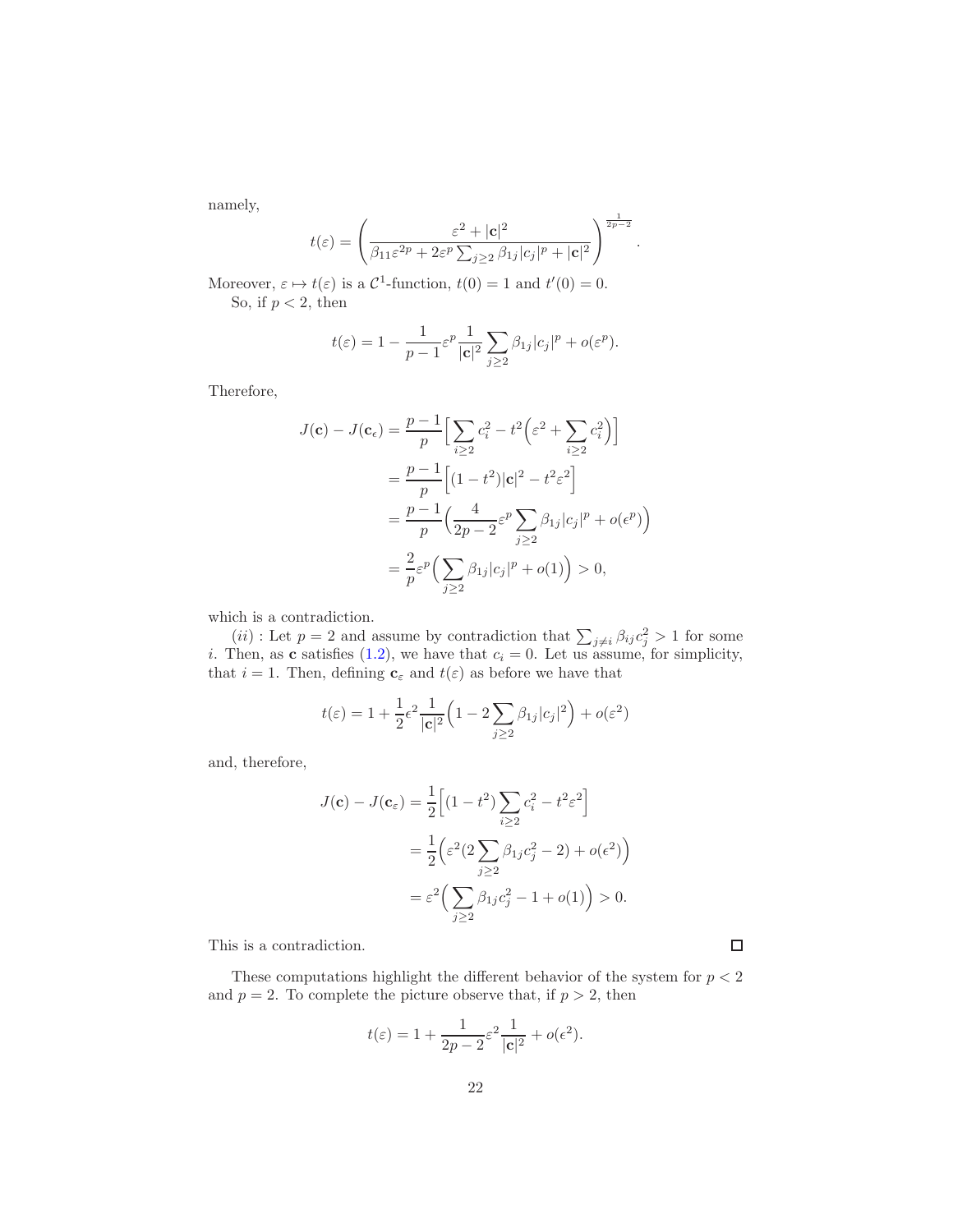namely,

$$t(\varepsilon) = \left( \frac{\varepsilon^2 + |\mathbf{c}|^2}{\beta_{11}\varepsilon^{2p} + 2\varepsilon^p \sum_{j\geq 2} \beta_{1j}|c_j|^p + |\mathbf{c}|^2} \right)^{\frac{1}{2p-2}}.$$

Moreover, $\varepsilon \mapsto t(\varepsilon)$ is a $\mathcal{C}^1$-function, $t(0) = 1$ and $t'(0) = 0$.

So, if $p < 2$, then

$$t(\varepsilon) = 1 - \frac{1}{p-1}\varepsilon^p \frac{1}{|\mathbf{c}|^2} \sum_{j\geq 2} \beta_{1j}|c_j|^p + o(\varepsilon^p).$$

Therefore,

$$\begin{aligned}
J(\mathbf{c}) - J(\mathbf{c}_\epsilon) &= \frac{p-1}{p}\Big[\sum_{i\geq 2} c_i^2 - t^2\Big(\varepsilon^2 + \sum_{i\geq 2} c_i^2\Big)\Big] \\
&= \frac{p-1}{p}\Big[(1-t^2)|\mathbf{c}|^2 - t^2\varepsilon^2\Big] \\
&= \frac{p-1}{p}\Big(\frac{4}{2p-2}\varepsilon^p \sum_{j\geq 2} \beta_{1j}|c_j|^p + o(\epsilon^p)\Big) \\
&= \frac{2}{p}\varepsilon^p\Big(\sum_{j\geq 2} \beta_{1j}|c_j|^p + o(1)\Big) > 0,
\end{aligned}$$

which is a contradiction.

$(ii)$ : Let $p = 2$ and assume by contradiction that $\sum_{j\neq i} \beta_{ij} c_j^2 > 1$ for some $i$. Then, as $\mathbf{c}$ satisfies (1.2), we have that $c_i = 0$. Let us assume, for simplicity, that $i = 1$. Then, defining $\mathbf{c}_\varepsilon$ and $t(\varepsilon)$ as before we have that

$$t(\varepsilon) = 1 + \frac{1}{2}\epsilon^2 \frac{1}{|\mathbf{c}|^2}\Big(1 - 2\sum_{j\geq 2} \beta_{1j}|c_j|^2\Big) + o(\varepsilon^2)$$

and, therefore,

$$\begin{aligned}
J(\mathbf{c}) - J(\mathbf{c}_\varepsilon) &= \frac{1}{2}\Big[(1-t^2)\sum_{i\geq 2} c_i^2 - t^2\varepsilon^2\Big] \\
&= \frac{1}{2}\Big(\varepsilon^2(2\sum_{j\geq 2} \beta_{1j}c_j^2 - 2) + o(\epsilon^2)\Big) \\
&= \varepsilon^2\Big(\sum_{j\geq 2} \beta_{1j}c_j^2 - 1 + o(1)\Big) > 0.
\end{aligned}$$

This is a contradiction. □

These computations highlight the different behavior of the system for $p < 2$ and $p = 2$. To complete the picture observe that, if $p > 2$, then

$$t(\varepsilon) = 1 + \frac{1}{2p-2}\varepsilon^2 \frac{1}{|\mathbf{c}|^2} + o(\epsilon^2).$$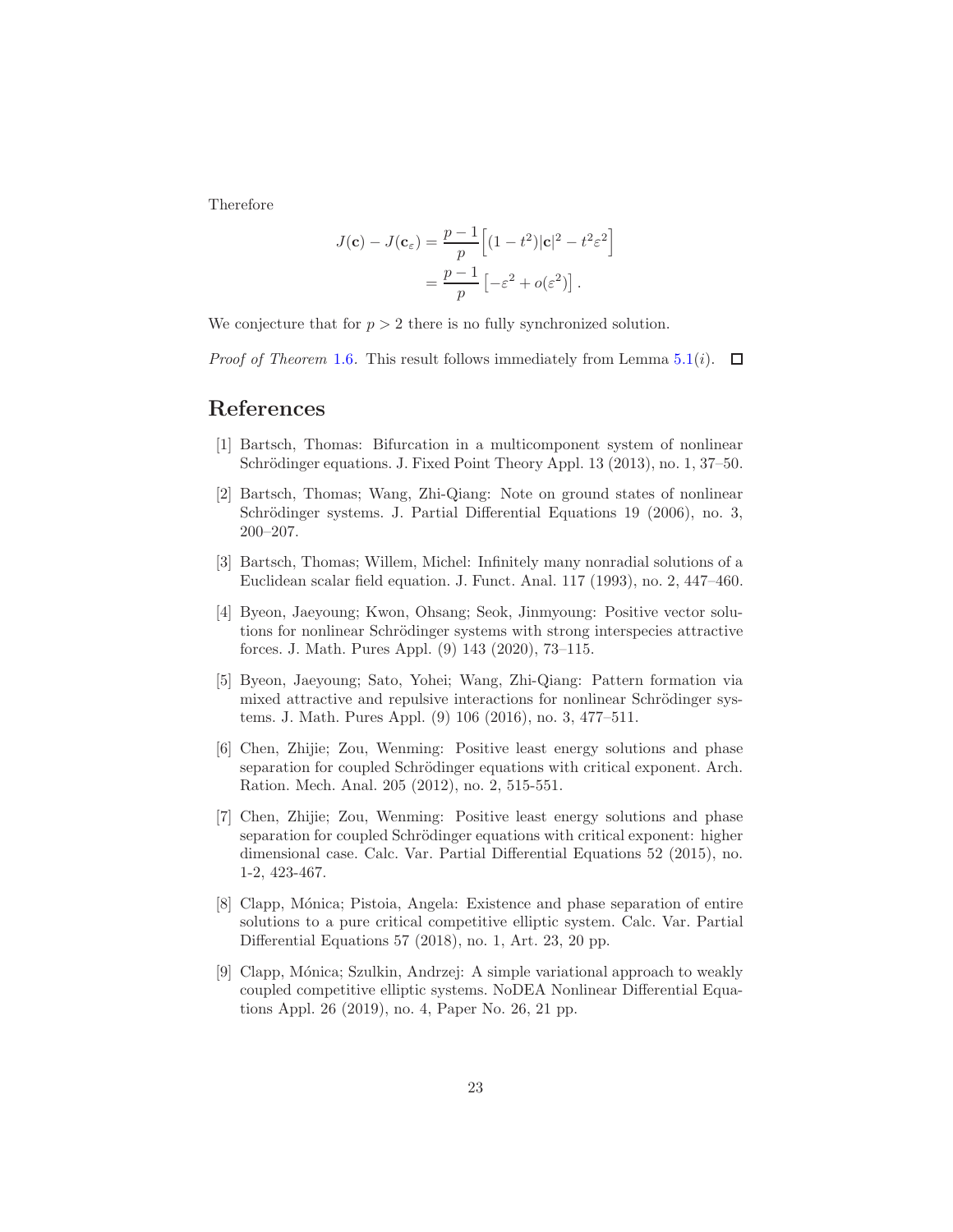Therefore

$$
\begin{aligned}
J(\mathbf{c}) - J(\mathbf{c}_\varepsilon) &= \frac{p-1}{p}\Big[(1-t^2)|\mathbf{c}|^2 - t^2\varepsilon^2\Big] \\
&= \frac{p-1}{p}\left[-\varepsilon^2 + o(\varepsilon^2)\right].
\end{aligned}
$$

We conjecture that for $p > 2$ there is no fully synchronized solution.

*Proof of Theorem* 1.6. This result follows immediately from Lemma 5.1$(i)$. □

# References

[1] Bartsch, Thomas: Bifurcation in a multicomponent system of nonlinear Schrödinger equations. J. Fixed Point Theory Appl. 13 (2013), no. 1, 37–50.

[2] Bartsch, Thomas; Wang, Zhi-Qiang: Note on ground states of nonlinear Schrödinger systems. J. Partial Differential Equations 19 (2006), no. 3, 200–207.

[3] Bartsch, Thomas; Willem, Michel: Infinitely many nonradial solutions of a Euclidean scalar field equation. J. Funct. Anal. 117 (1993), no. 2, 447–460.

[4] Byeon, Jaeyoung; Kwon, Ohsang; Seok, Jinmyoung: Positive vector solutions for nonlinear Schrödinger systems with strong interspecies attractive forces. J. Math. Pures Appl. (9) 143 (2020), 73–115.

[5] Byeon, Jaeyoung; Sato, Yohei; Wang, Zhi-Qiang: Pattern formation via mixed attractive and repulsive interactions for nonlinear Schrödinger systems. J. Math. Pures Appl. (9) 106 (2016), no. 3, 477–511.

[6] Chen, Zhijie; Zou, Wenming: Positive least energy solutions and phase separation for coupled Schrödinger equations with critical exponent. Arch. Ration. Mech. Anal. 205 (2012), no. 2, 515-551.

[7] Chen, Zhijie; Zou, Wenming: Positive least energy solutions and phase separation for coupled Schrödinger equations with critical exponent: higher dimensional case. Calc. Var. Partial Differential Equations 52 (2015), no. 1-2, 423-467.

[8] Clapp, Mónica; Pistoia, Angela: Existence and phase separation of entire solutions to a pure critical competitive elliptic system. Calc. Var. Partial Differential Equations 57 (2018), no. 1, Art. 23, 20 pp.

[9] Clapp, Mónica; Szulkin, Andrzej: A simple variational approach to weakly coupled competitive elliptic systems. NoDEA Nonlinear Differential Equations Appl. 26 (2019), no. 4, Paper No. 26, 21 pp.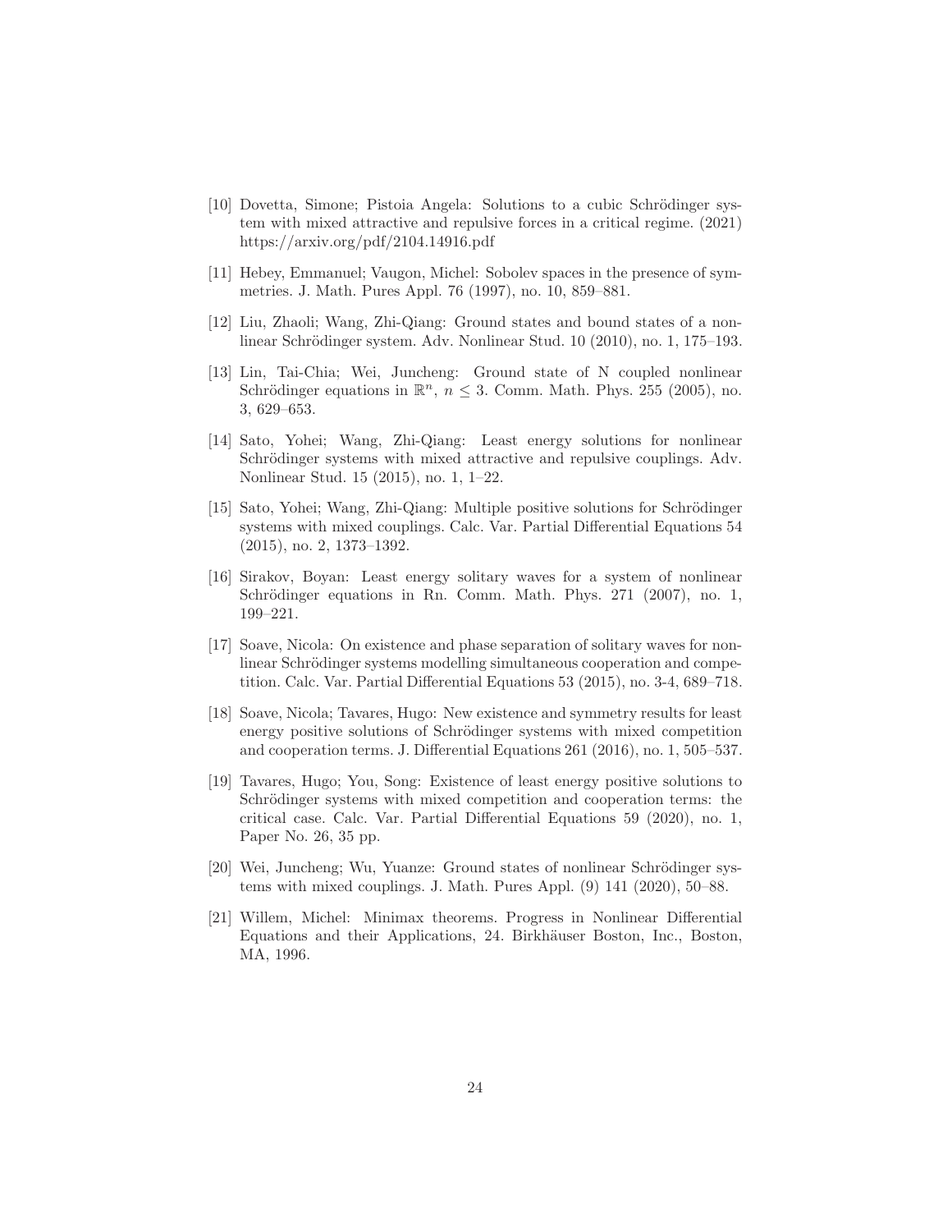[10] Dovetta, Simone; Pistoia Angela: Solutions to a cubic Schrödinger system with mixed attractive and repulsive forces in a critical regime. (2021) https://arxiv.org/pdf/2104.14916.pdf

[11] Hebey, Emmanuel; Vaugon, Michel: Sobolev spaces in the presence of symmetries. J. Math. Pures Appl. 76 (1997), no. 10, 859–881.

[12] Liu, Zhaoli; Wang, Zhi-Qiang: Ground states and bound states of a nonlinear Schrödinger system. Adv. Nonlinear Stud. 10 (2010), no. 1, 175–193.

[13] Lin, Tai-Chia; Wei, Juncheng: Ground state of N coupled nonlinear Schrödinger equations in $\mathbb{R}^n$, $n \leq 3$. Comm. Math. Phys. 255 (2005), no. 3, 629–653.

[14] Sato, Yohei; Wang, Zhi-Qiang: Least energy solutions for nonlinear Schrödinger systems with mixed attractive and repulsive couplings. Adv. Nonlinear Stud. 15 (2015), no. 1, 1–22.

[15] Sato, Yohei; Wang, Zhi-Qiang: Multiple positive solutions for Schrödinger systems with mixed couplings. Calc. Var. Partial Differential Equations 54 (2015), no. 2, 1373–1392.

[16] Sirakov, Boyan: Least energy solitary waves for a system of nonlinear Schrödinger equations in Rn. Comm. Math. Phys. 271 (2007), no. 1, 199–221.

[17] Soave, Nicola: On existence and phase separation of solitary waves for nonlinear Schrödinger systems modelling simultaneous cooperation and competition. Calc. Var. Partial Differential Equations 53 (2015), no. 3-4, 689–718.

[18] Soave, Nicola; Tavares, Hugo: New existence and symmetry results for least energy positive solutions of Schrödinger systems with mixed competition and cooperation terms. J. Differential Equations 261 (2016), no. 1, 505–537.

[19] Tavares, Hugo; You, Song: Existence of least energy positive solutions to Schrödinger systems with mixed competition and cooperation terms: the critical case. Calc. Var. Partial Differential Equations 59 (2020), no. 1, Paper No. 26, 35 pp.

[20] Wei, Juncheng; Wu, Yuanze: Ground states of nonlinear Schrödinger systems with mixed couplings. J. Math. Pures Appl. (9) 141 (2020), 50–88.

[21] Willem, Michel: Minimax theorems. Progress in Nonlinear Differential Equations and their Applications, 24. Birkhäuser Boston, Inc., Boston, MA, 1996.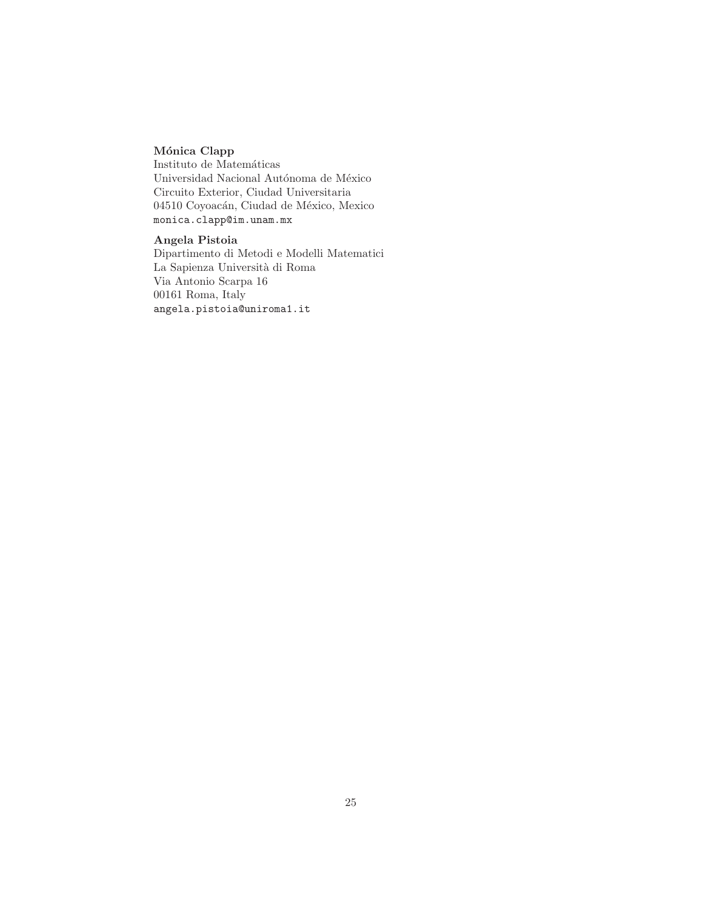**Mónica Clapp**
Instituto de Matemáticas
Universidad Nacional Autónoma de México
Circuito Exterior, Ciudad Universitaria
04510 Coyoacán, Ciudad de México, Mexico
monica.clapp@im.unam.mx

**Angela Pistoia**
Dipartimento di Metodi e Modelli Matematici
La Sapienza Università di Roma
Via Antonio Scarpa 16
00161 Roma, Italy
angela.pistoia@uniroma1.it